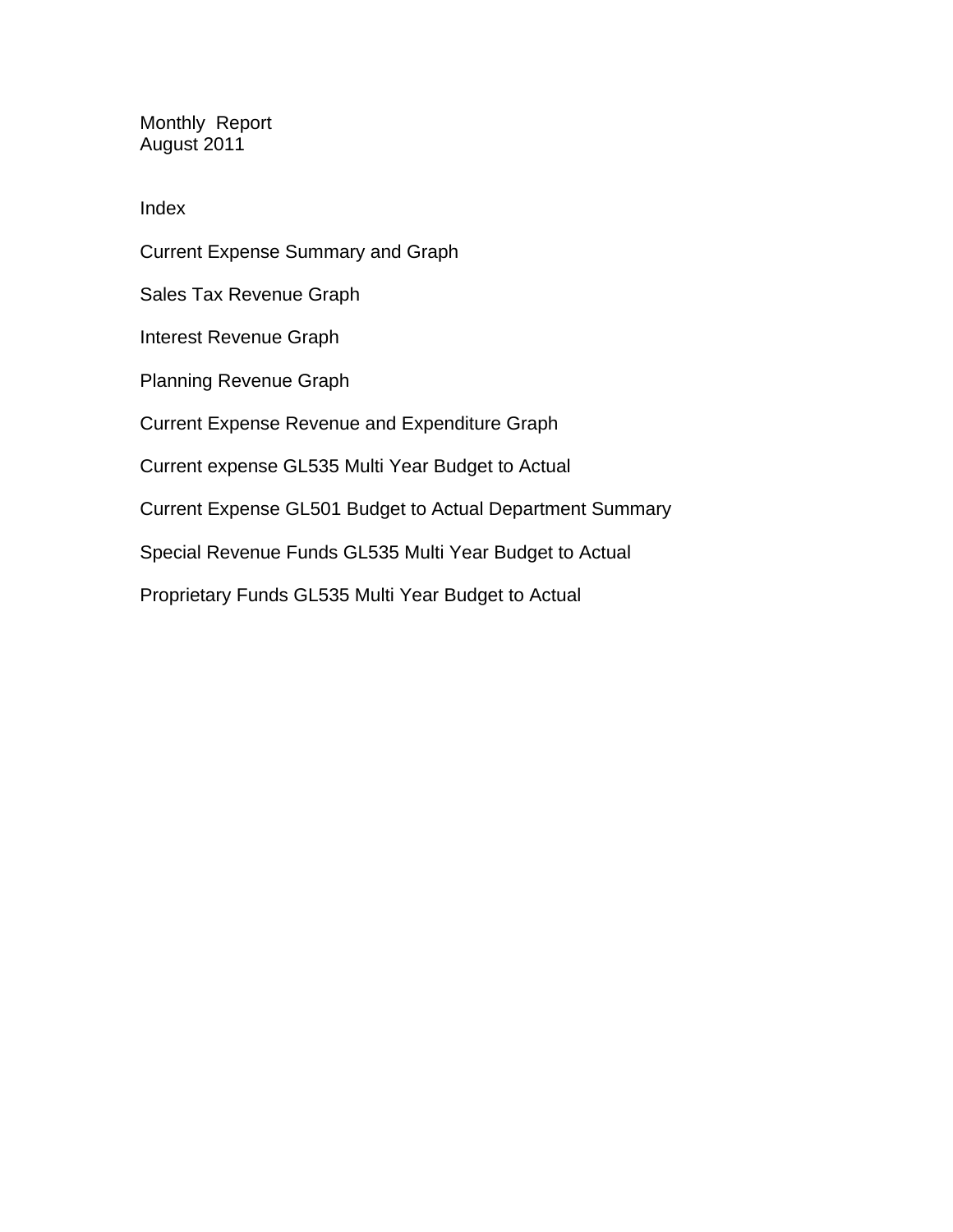# Monthly Report
## August 2011

### Index

Current Expense Summary and Graph

Sales Tax Revenue Graph

Interest Revenue Graph

Planning Revenue Graph

Current Expense Revenue and Expenditure Graph

Current expense GL535 Multi Year Budget to Actual

Current Expense GL501 Budget to Actual Department Summary

Special Revenue Funds GL535 Multi Year Budget to Actual

Proprietary Funds GL535 Multi Year Budget to Actual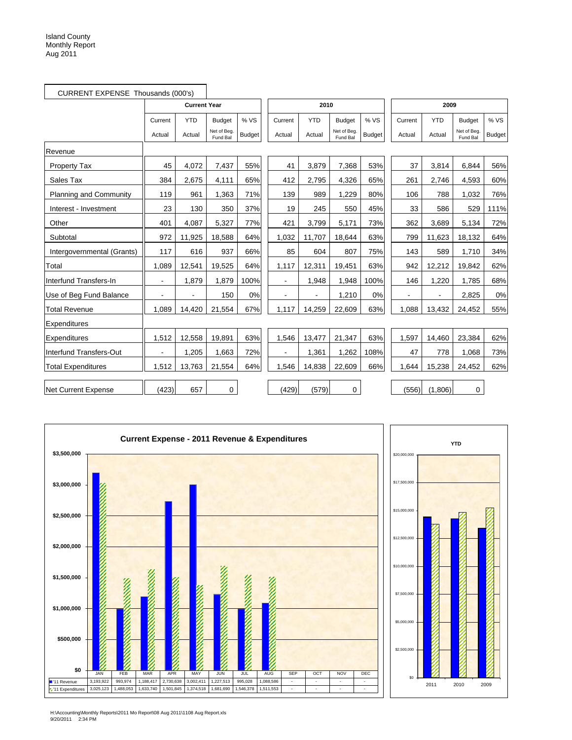Island County
Monthly Report
Aug 2011

CURRENT EXPENSE Thousands (000's)

| | Current Year | | | | 2010 | | | | 2009 | | | |
|---|---|---|---|---|---|---|---|---|---|---|---|---|
| | Current Actual | YTD Actual | Budget Net of Beg. Fund Bal | % VS Budget | Current Actual | YTD Actual | Budget Net of Beg. Fund Bal | % VS Budget | Current Actual | YTD Actual | Budget Net of Beg. Fund Bal | % VS Budget |
| Revenue | | | | | | | | | | | | |
| Property Tax | 45 | 4,072 | 7,437 | 55% | 41 | 3,879 | 7,368 | 53% | 37 | 3,814 | 6,844 | 56% |
| Sales Tax | 384 | 2,675 | 4,111 | 65% | 412 | 2,795 | 4,326 | 65% | 261 | 2,746 | 4,593 | 60% |
| Planning and Community | 119 | 961 | 1,363 | 71% | 139 | 989 | 1,229 | 80% | 106 | 788 | 1,032 | 76% |
| Interest - Investment | 23 | 130 | 350 | 37% | 19 | 245 | 550 | 45% | 33 | 586 | 529 | 111% |
| Other | 401 | 4,087 | 5,327 | 77% | 421 | 3,799 | 5,171 | 73% | 362 | 3,689 | 5,134 | 72% |
| Subtotal | 972 | 11,925 | 18,588 | 64% | 1,032 | 11,707 | 18,644 | 63% | 799 | 11,623 | 18,132 | 64% |
| Intergovernmental (Grants) | 117 | 616 | 937 | 66% | 85 | 604 | 807 | 75% | 143 | 589 | 1,710 | 34% |
| Total | 1,089 | 12,541 | 19,525 | 64% | 1,117 | 12,311 | 19,451 | 63% | 942 | 12,212 | 19,842 | 62% |
| Interfund Transfers-In | - | 1,879 | 1,879 | 100% | - | 1,948 | 1,948 | 100% | 146 | 1,220 | 1,785 | 68% |
| Use of Beg Fund Balance | - | - | 150 | 0% | - | - | 1,210 | 0% | - | - | 2,825 | 0% |
| Total Revenue | 1,089 | 14,420 | 21,554 | 67% | 1,117 | 14,259 | 22,609 | 63% | 1,088 | 13,432 | 24,452 | 55% |
| Expenditures | | | | | | | | | | | | |
| Expenditures | 1,512 | 12,558 | 19,891 | 63% | 1,546 | 13,477 | 21,347 | 63% | 1,597 | 14,460 | 23,384 | 62% |
| Interfund Transfers-Out | - | 1,205 | 1,663 | 72% | - | 1,361 | 1,262 | 108% | 47 | 778 | 1,068 | 73% |
| Total Expenditures | 1,512 | 13,763 | 21,554 | 64% | 1,546 | 14,838 | 22,609 | 66% | 1,644 | 15,238 | 24,452 | 62% |
| Net Current Expense | (423) | 657 | 0 | | (429) | (579) | 0 | | (556) | (1,806) | 0 | |

**Current Expense - 2011 Revenue & Expenditures**

| | JAN | FEB | MAR | APR | MAY | JUN | JUL | AUG | SEP | OCT | NOV | DEC |
|---|---|---|---|---|---|---|---|---|---|---|---|---|
| '11 Revenue | 3,193,922 | 993,974 | 1,188,417 | 2,730,638 | 3,002,411 | 1,227,513 | 995,028 | 1,088,586 | - | - | - | - |
| '11 Expenditures | 3,025,123 | 1,488,053 | 1,633,740 | 1,501,845 | 1,374,518 | 1,681,690 | 1,546,378 | 1,511,553 | - | - | - | - |

**YTD**

H:\Accounting\Monthly Reports\2011 Mo Report\08 Aug 2011\1108 Aug Report.xls
9/20/2011 2:34 PM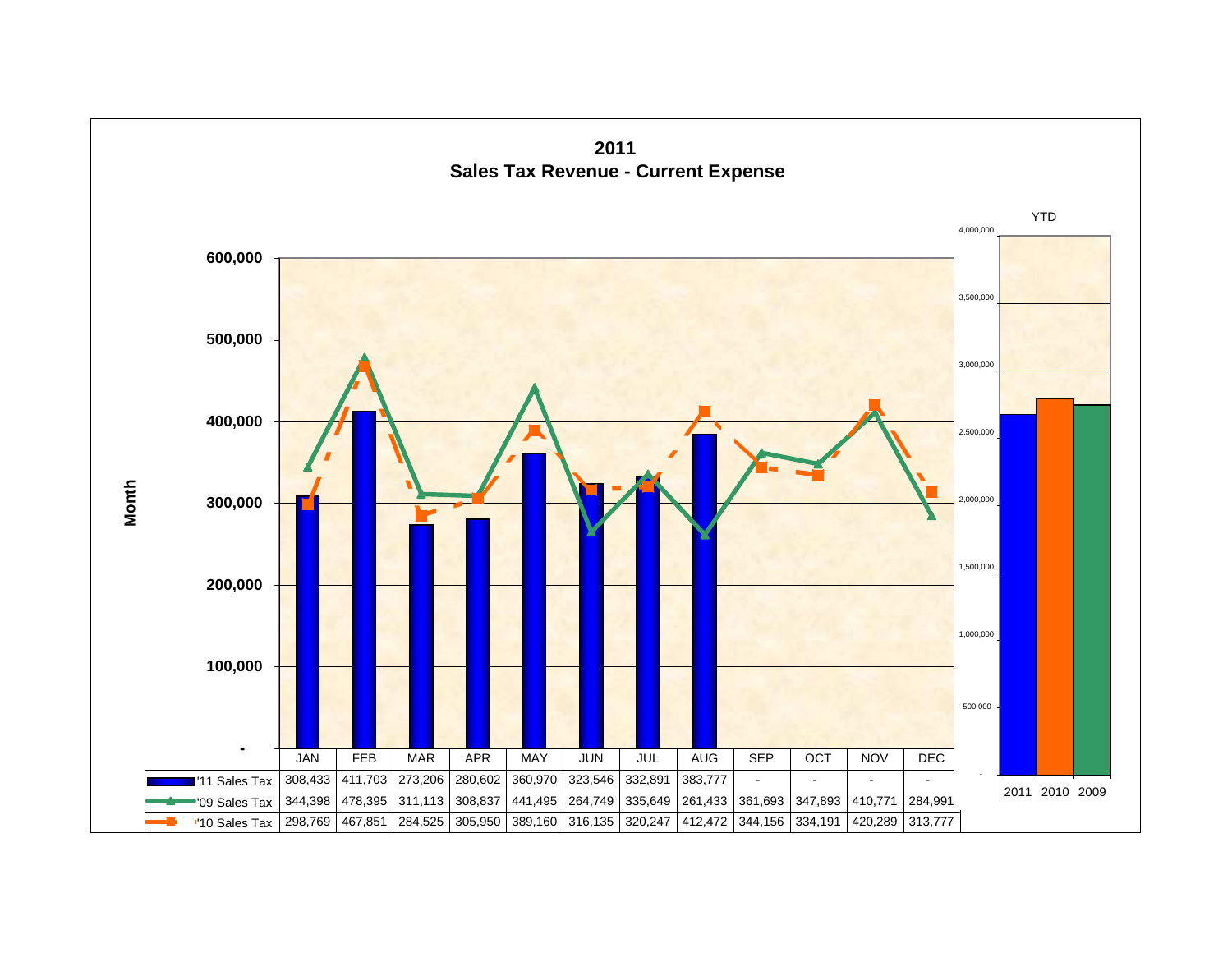# 2011
## Sales Tax Revenue - Current Expense

| | JAN | FEB | MAR | APR | MAY | JUN | JUL | AUG | SEP | OCT | NOV | DEC |
|---|---|---|---|---|---|---|---|---|---|---|---|---|
| '11 Sales Tax | 308,433 | 411,703 | 273,206 | 280,602 | 360,970 | 323,546 | 332,891 | 383,777 | - | - | - | - |
| '09 Sales Tax | 344,398 | 478,395 | 311,113 | 308,837 | 441,495 | 264,749 | 335,649 | 261,433 | 361,693 | 347,893 | 410,771 | 284,991 |
| '10 Sales Tax | 298,769 | 467,851 | 284,525 | 305,950 | 389,160 | 316,135 | 320,247 | 412,472 | 344,156 | 334,191 | 420,289 | 313,777 |

Month

YTD

2011 2010 2009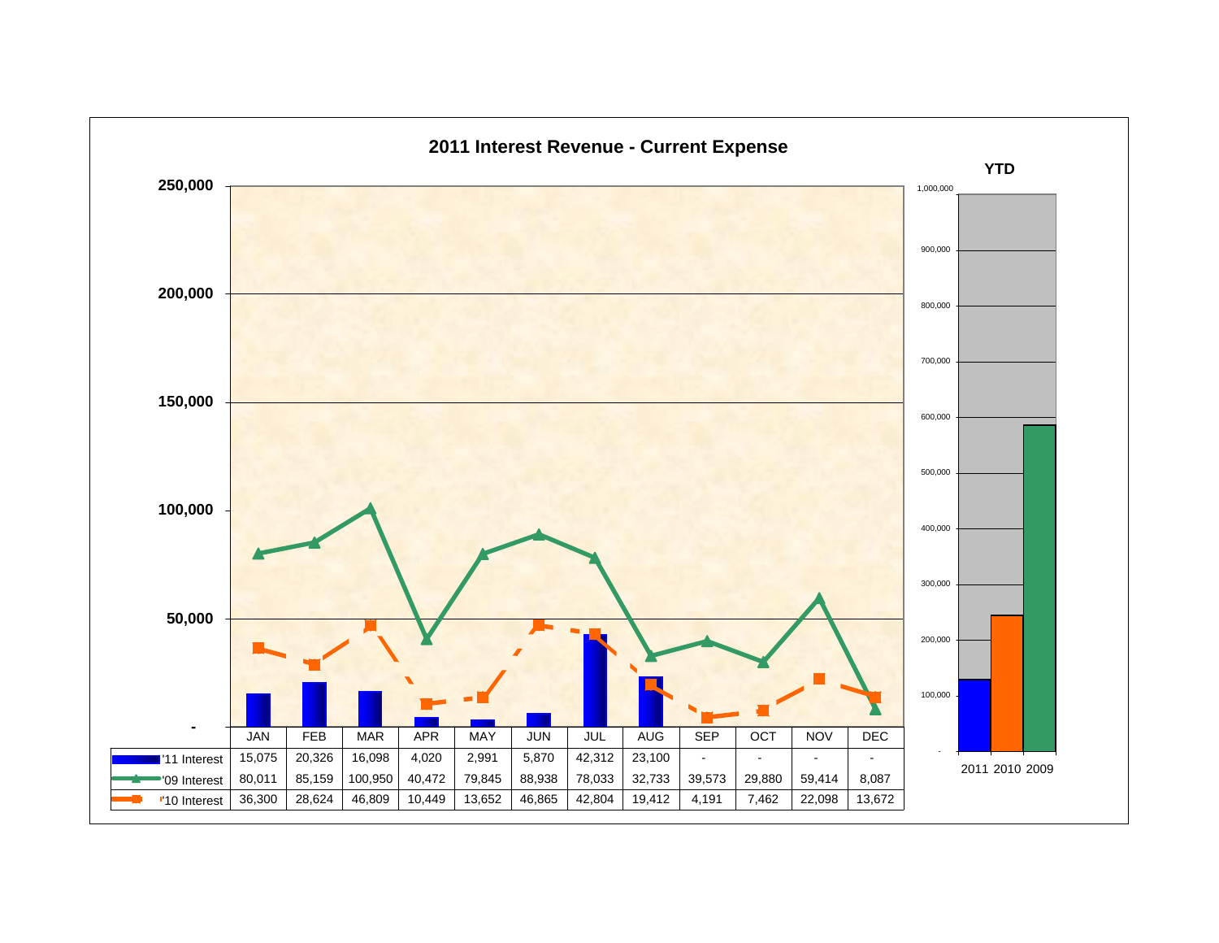# 2011 Interest Revenue - Current Expense

| | JAN | FEB | MAR | APR | MAY | JUN | JUL | AUG | SEP | OCT | NOV | DEC |
|---|---|---|---|---|---|---|---|---|---|---|---|---|
| '11 Interest | 15,075 | 20,326 | 16,098 | 4,020 | 2,991 | 5,870 | 42,312 | 23,100 | - | - | - | - |
| '09 Interest | 80,011 | 85,159 | 100,950 | 40,472 | 79,845 | 88,938 | 78,033 | 32,733 | 39,573 | 29,880 | 59,414 | 8,087 |
| '10 Interest | 36,300 | 28,624 | 46,809 | 10,449 | 13,652 | 46,865 | 42,804 | 19,412 | 4,191 | 7,462 | 22,098 | 13,672 |

**YTD**

2011 2010 2009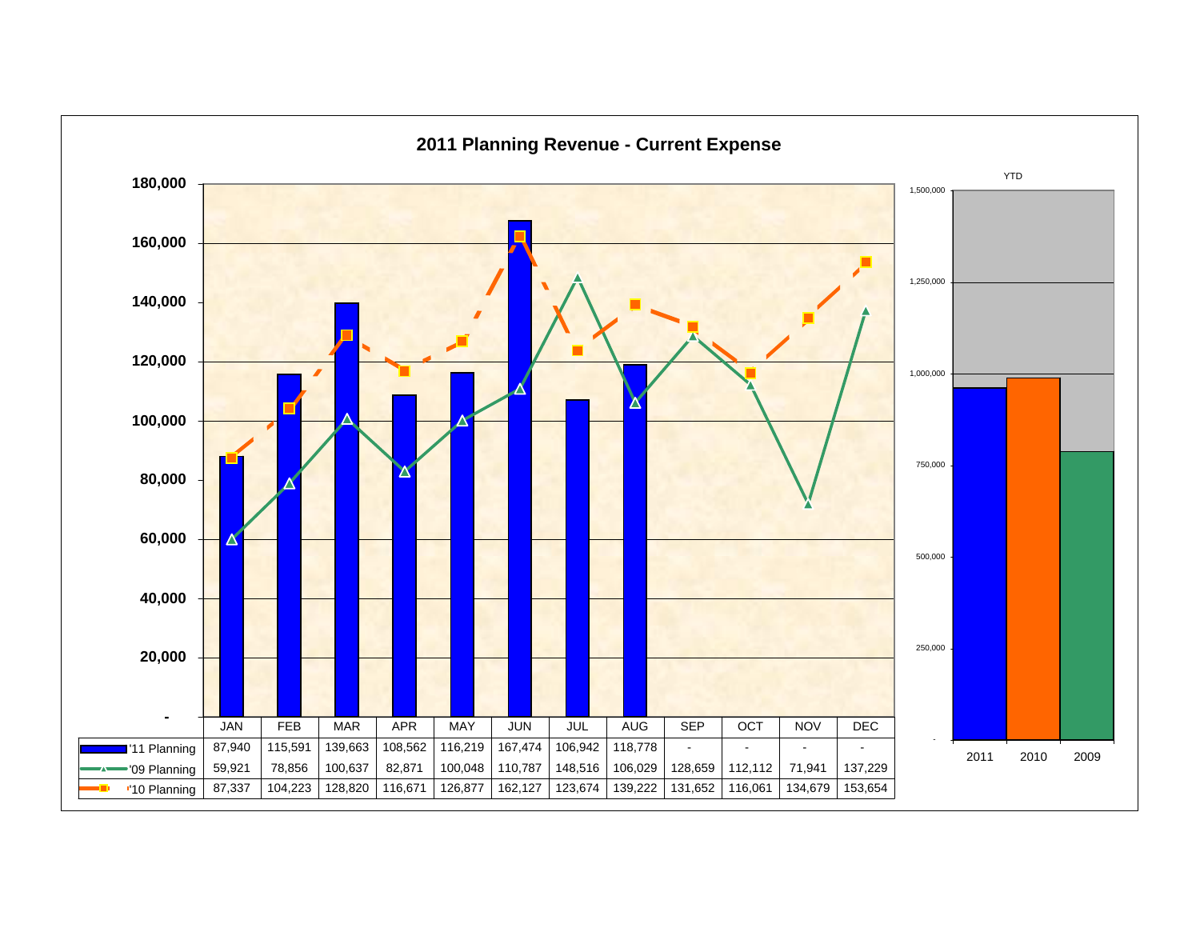# 2011 Planning Revenue - Current Expense

| | JAN | FEB | MAR | APR | MAY | JUN | JUL | AUG | SEP | OCT | NOV | DEC |
|---|---|---|---|---|---|---|---|---|---|---|---|---|
| '11 Planning | 87,940 | 115,591 | 139,663 | 108,562 | 116,219 | 167,474 | 106,942 | 118,778 | - | - | - | - |
| '09 Planning | 59,921 | 78,856 | 100,637 | 82,871 | 100,048 | 110,787 | 148,516 | 106,029 | 128,659 | 112,112 | 71,941 | 137,229 |
| '10 Planning | 87,337 | 104,223 | 128,820 | 116,671 | 126,877 | 162,127 | 123,674 | 139,222 | 131,652 | 116,061 | 134,679 | 153,654 |

YTD

2011 | 2010 | 2009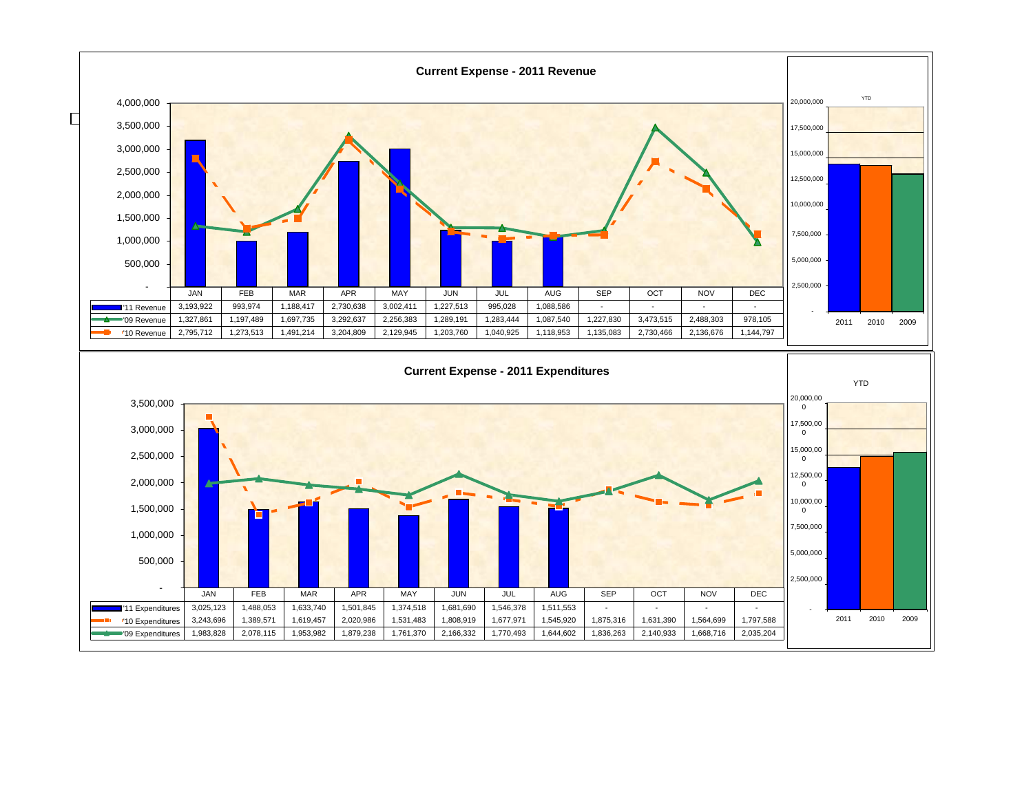## Current Expense - 2011 Revenue

| | JAN | FEB | MAR | APR | MAY | JUN | JUL | AUG | SEP | OCT | NOV | DEC |
|---|---|---|---|---|---|---|---|---|---|---|---|---|
| '11 Revenue | 3,193,922 | 993,974 | 1,188,417 | 2,730,638 | 3,002,411 | 1,227,513 | 995,028 | 1,088,586 | - | - | - | - |
| '09 Revenue | 1,327,861 | 1,197,489 | 1,697,735 | 3,292,637 | 2,256,383 | 1,289,191 | 1,283,444 | 1,087,540 | 1,227,830 | 3,473,515 | 2,488,303 | 978,105 |
| '10 Revenue | 2,795,712 | 1,273,513 | 1,491,214 | 3,204,809 | 2,129,945 | 1,203,760 | 1,040,925 | 1,118,953 | 1,135,083 | 2,730,466 | 2,136,676 | 1,144,797 |

YTD: 2011, 2010, 2009

## Current Expense - 2011 Expenditures

| | JAN | FEB | MAR | APR | MAY | JUN | JUL | AUG | SEP | OCT | NOV | DEC |
|---|---|---|---|---|---|---|---|---|---|---|---|---|
| '11 Expenditures | 3,025,123 | 1,488,053 | 1,633,740 | 1,501,845 | 1,374,518 | 1,681,690 | 1,546,378 | 1,511,553 | - | - | - | - |
| '10 Expenditures | 3,243,696 | 1,389,571 | 1,619,457 | 2,020,986 | 1,531,483 | 1,808,919 | 1,677,971 | 1,545,920 | 1,875,316 | 1,631,390 | 1,564,699 | 1,797,588 |
| '09 Expenditures | 1,983,828 | 2,078,115 | 1,953,982 | 1,879,238 | 1,761,370 | 2,166,332 | 1,770,493 | 1,644,602 | 1,836,263 | 2,140,933 | 1,668,716 | 2,035,204 |

YTD: 2011, 2010, 2009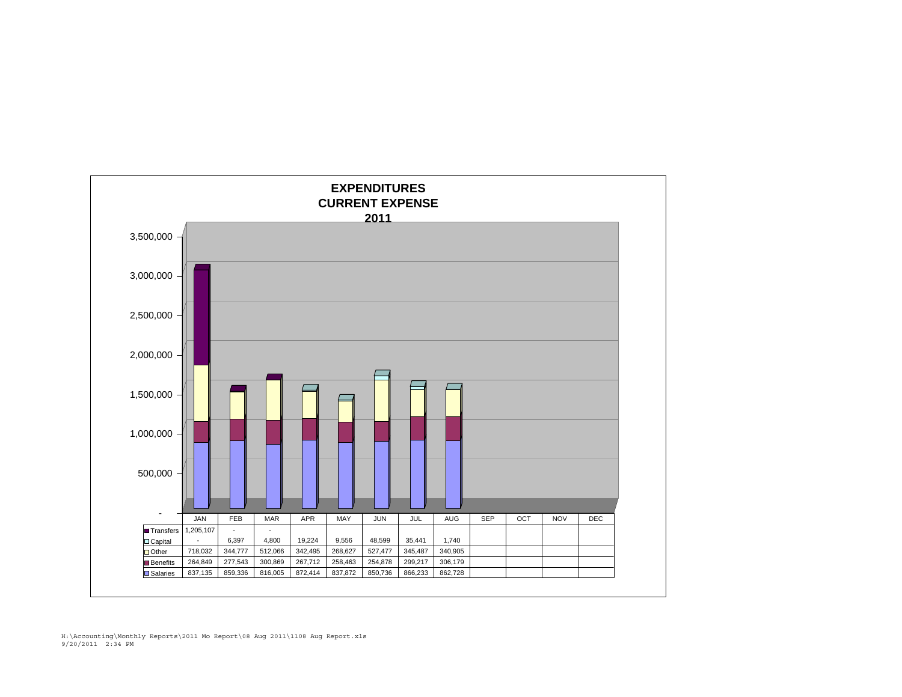# EXPENDITURES
## CURRENT EXPENSE
## 2011

| | JAN | FEB | MAR | APR | MAY | JUN | JUL | AUG | SEP | OCT | NOV | DEC |
|---|---|---|---|---|---|---|---|---|---|---|---|---|
| Transfers | 1,205,107 | - | - | | | | | | | | | |
| Capital | - | 6,397 | 4,800 | 19,224 | 9,556 | 48,599 | 35,441 | 1,740 | | | | |
| Other | 718,032 | 344,777 | 512,066 | 342,495 | 268,627 | 527,477 | 345,487 | 340,905 | | | | |
| Benefits | 264,849 | 277,543 | 300,869 | 267,712 | 258,463 | 254,878 | 299,217 | 306,179 | | | | |
| Salaries | 837,135 | 859,336 | 816,005 | 872,414 | 837,872 | 850,736 | 866,233 | 862,728 | | | | |

H:\Accounting\Monthly Reports\2011 Mo Report\08 Aug 2011\1108 Aug Report.xls
9/20/2011 2:34 PM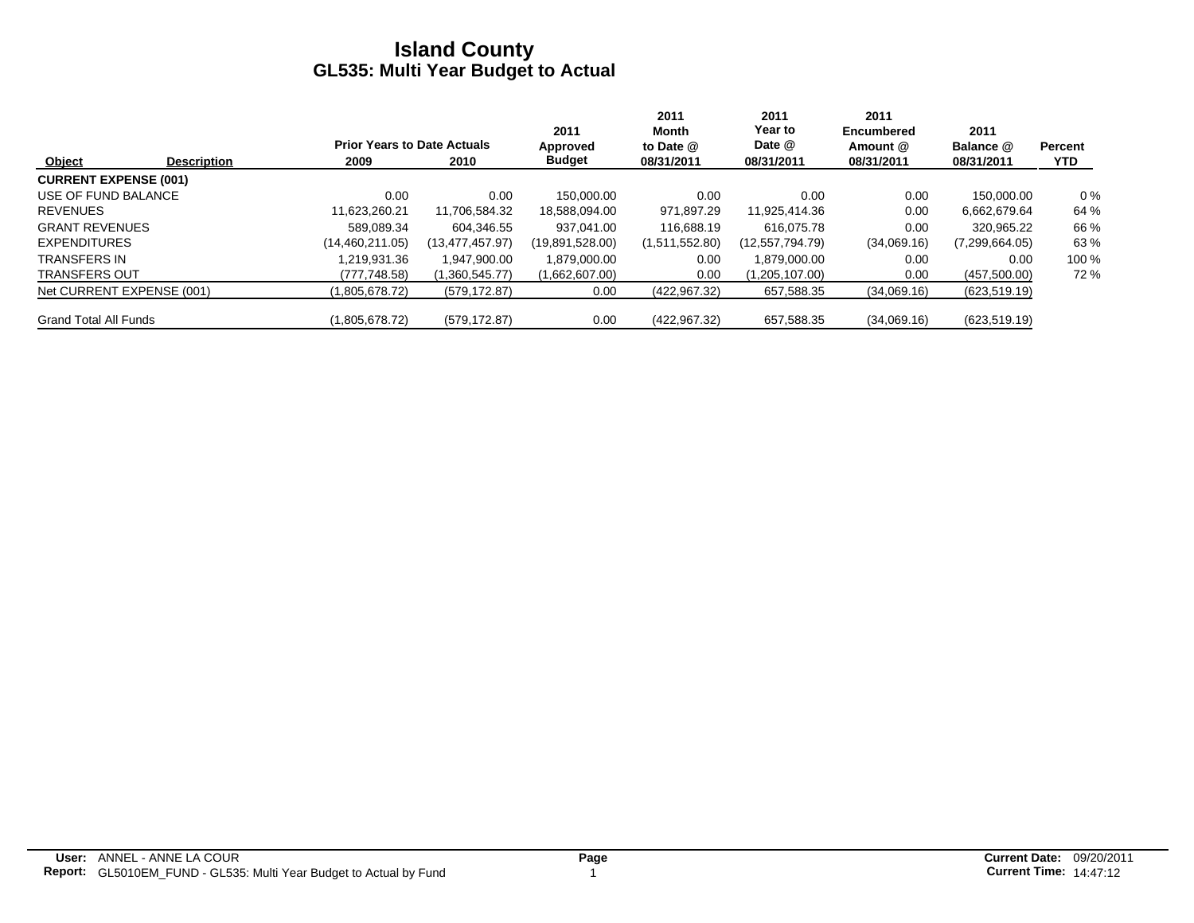# Island County
## GL535: Multi Year Budget to Actual

| Object | Description | Prior Years to Date Actuals 2009 | 2010 | 2011 Approved Budget | 2011 Month to Date @ 08/31/2011 | 2011 Year to Date @ 08/31/2011 | 2011 Encumbered Amount @ 08/31/2011 | 2011 Balance @ 08/31/2011 | Percent YTD |
|---|---|---|---|---|---|---|---|---|---|
| **CURRENT EXPENSE (001)** | | | | | | | | | |
| USE OF FUND BALANCE | | 0.00 | 0.00 | 150,000.00 | 0.00 | 0.00 | 0.00 | 150,000.00 | 0 % |
| REVENUES | | 11,623,260.21 | 11,706,584.32 | 18,588,094.00 | 971,897.29 | 11,925,414.36 | 0.00 | 6,662,679.64 | 64 % |
| GRANT REVENUES | | 589,089.34 | 604,346.55 | 937,041.00 | 116,688.19 | 616,075.78 | 0.00 | 320,965.22 | 66 % |
| EXPENDITURES | | (14,460,211.05) | (13,477,457.97) | (19,891,528.00) | (1,511,552.80) | (12,557,794.79) | (34,069.16) | (7,299,664.05) | 63 % |
| TRANSFERS IN | | 1,219,931.36 | 1,947,900.00 | 1,879,000.00 | 0.00 | 1,879,000.00 | 0.00 | 0.00 | 100 % |
| TRANSFERS OUT | | (777,748.58) | (1,360,545.77) | (1,662,607.00) | 0.00 | (1,205,107.00) | 0.00 | (457,500.00) | 72 % |
| Net CURRENT EXPENSE (001) | | (1,805,678.72) | (579,172.87) | 0.00 | (422,967.32) | 657,588.35 | (34,069.16) | (623,519.19) | |
| Grand Total All Funds | | (1,805,678.72) | (579,172.87) | 0.00 | (422,967.32) | 657,588.35 | (34,069.16) | (623,519.19) | |

**User:** ANNEL - ANNE LA COUR
**Report:** GL5010EM_FUND - GL535: Multi Year Budget to Actual by Fund
**Current Date:** 09/20/2011
**Current Time:** 14:47:12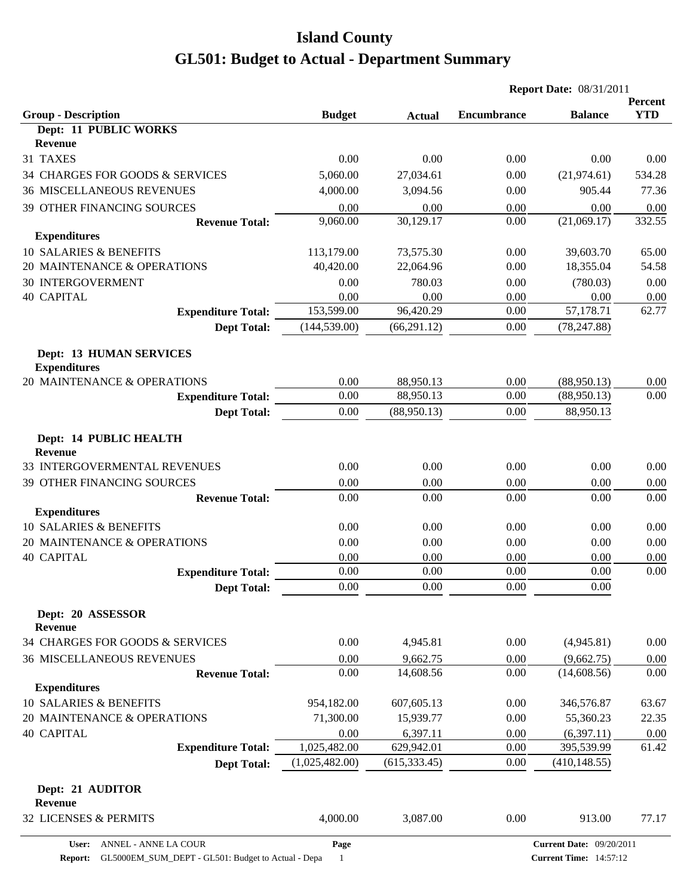# Island County

# GL501: Budget to Actual - Department Summary

**Report Date:** 08/31/2011

| Group - Description | Budget | Actual | Encumbrance | Balance | Percent YTD |
|---|---|---|---|---|---|
| **Dept: 11 PUBLIC WORKS** | | | | | |
| **Revenue** | | | | | |
| 31 TAXES | 0.00 | 0.00 | 0.00 | 0.00 | 0.00 |
| 34 CHARGES FOR GOODS & SERVICES | 5,060.00 | 27,034.61 | 0.00 | (21,974.61) | 534.28 |
| 36 MISCELLANEOUS REVENUES | 4,000.00 | 3,094.56 | 0.00 | 905.44 | 77.36 |
| 39 OTHER FINANCING SOURCES | 0.00 | 0.00 | 0.00 | 0.00 | 0.00 |
| **Revenue Total:** | 9,060.00 | 30,129.17 | 0.00 | (21,069.17) | 332.55 |
| **Expenditures** | | | | | |
| 10 SALARIES & BENEFITS | 113,179.00 | 73,575.30 | 0.00 | 39,603.70 | 65.00 |
| 20 MAINTENANCE & OPERATIONS | 40,420.00 | 22,064.96 | 0.00 | 18,355.04 | 54.58 |
| 30 INTERGOVERMENT | 0.00 | 780.03 | 0.00 | (780.03) | 0.00 |
| 40 CAPITAL | 0.00 | 0.00 | 0.00 | 0.00 | 0.00 |
| **Expenditure Total:** | 153,599.00 | 96,420.29 | 0.00 | 57,178.71 | 62.77 |
| **Dept Total:** | (144,539.00) | (66,291.12) | 0.00 | (78,247.88) | |
| **Dept: 13 HUMAN SERVICES** | | | | | |
| **Expenditures** | | | | | |
| 20 MAINTENANCE & OPERATIONS | 0.00 | 88,950.13 | 0.00 | (88,950.13) | 0.00 |
| **Expenditure Total:** | 0.00 | 88,950.13 | 0.00 | (88,950.13) | 0.00 |
| **Dept Total:** | 0.00 | (88,950.13) | 0.00 | 88,950.13 | |
| **Dept: 14 PUBLIC HEALTH** | | | | | |
| **Revenue** | | | | | |
| 33 INTERGOVERMENTAL REVENUES | 0.00 | 0.00 | 0.00 | 0.00 | 0.00 |
| 39 OTHER FINANCING SOURCES | 0.00 | 0.00 | 0.00 | 0.00 | 0.00 |
| **Revenue Total:** | 0.00 | 0.00 | 0.00 | 0.00 | 0.00 |
| **Expenditures** | | | | | |
| 10 SALARIES & BENEFITS | 0.00 | 0.00 | 0.00 | 0.00 | 0.00 |
| 20 MAINTENANCE & OPERATIONS | 0.00 | 0.00 | 0.00 | 0.00 | 0.00 |
| 40 CAPITAL | 0.00 | 0.00 | 0.00 | 0.00 | 0.00 |
| **Expenditure Total:** | 0.00 | 0.00 | 0.00 | 0.00 | 0.00 |
| **Dept Total:** | 0.00 | 0.00 | 0.00 | 0.00 | |
| **Dept: 20 ASSESSOR** | | | | | |
| **Revenue** | | | | | |
| 34 CHARGES FOR GOODS & SERVICES | 0.00 | 4,945.81 | 0.00 | (4,945.81) | 0.00 |
| 36 MISCELLANEOUS REVENUES | 0.00 | 9,662.75 | 0.00 | (9,662.75) | 0.00 |
| **Revenue Total:** | 0.00 | 14,608.56 | 0.00 | (14,608.56) | 0.00 |
| **Expenditures** | | | | | |
| 10 SALARIES & BENEFITS | 954,182.00 | 607,605.13 | 0.00 | 346,576.87 | 63.67 |
| 20 MAINTENANCE & OPERATIONS | 71,300.00 | 15,939.77 | 0.00 | 55,360.23 | 22.35 |
| 40 CAPITAL | 0.00 | 6,397.11 | 0.00 | (6,397.11) | 0.00 |
| **Expenditure Total:** | 1,025,482.00 | 629,942.01 | 0.00 | 395,539.99 | 61.42 |
| **Dept Total:** | (1,025,482.00) | (615,333.45) | 0.00 | (410,148.55) | |
| **Dept: 21 AUDITOR** | | | | | |
| **Revenue** | | | | | |
| 32 LICENSES & PERMITS | 4,000.00 | 3,087.00 | 0.00 | 913.00 | 77.17 |

**User:** ANNEL - ANNE LA COUR | **Current Date:** 09/20/2011
**Report:** GL5000EM_SUM_DEPT - GL501: Budget to Actual - Depa | **Current Time:** 14:57:12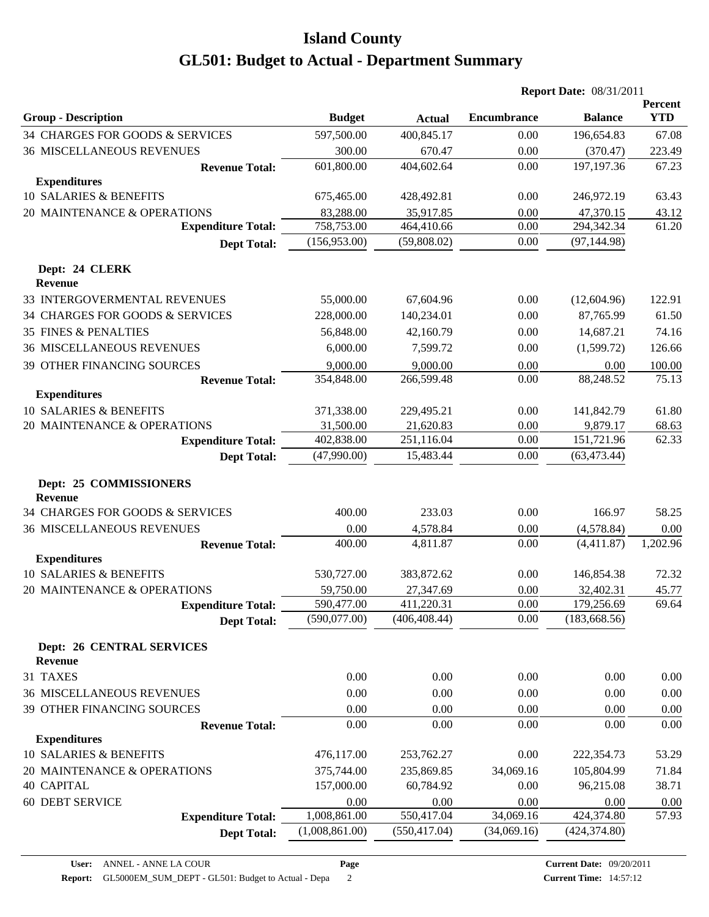# Island County

# GL501: Budget to Actual - Department Summary

**Report Date:** 08/31/2011

| Group - Description | Budget | Actual | Encumbrance | Balance | Percent YTD |
|---|---|---|---|---|---|
| 34 CHARGES FOR GOODS & SERVICES | 597,500.00 | 400,845.17 | 0.00 | 196,654.83 | 67.08 |
| 36 MISCELLANEOUS REVENUES | 300.00 | 670.47 | 0.00 | (370.47) | 223.49 |
| **Revenue Total:** | 601,800.00 | 404,602.64 | 0.00 | 197,197.36 | 67.23 |
| **Expenditures** | | | | | |
| 10 SALARIES & BENEFITS | 675,465.00 | 428,492.81 | 0.00 | 246,972.19 | 63.43 |
| 20 MAINTENANCE & OPERATIONS | 83,288.00 | 35,917.85 | 0.00 | 47,370.15 | 43.12 |
| **Expenditure Total:** | 758,753.00 | 464,410.66 | 0.00 | 294,342.34 | 61.20 |
| **Dept Total:** | (156,953.00) | (59,808.02) | 0.00 | (97,144.98) | |
| **Dept: 24 CLERK** | | | | | |
| **Revenue** | | | | | |
| 33 INTERGOVERMENTAL REVENUES | 55,000.00 | 67,604.96 | 0.00 | (12,604.96) | 122.91 |
| 34 CHARGES FOR GOODS & SERVICES | 228,000.00 | 140,234.01 | 0.00 | 87,765.99 | 61.50 |
| 35 FINES & PENALTIES | 56,848.00 | 42,160.79 | 0.00 | 14,687.21 | 74.16 |
| 36 MISCELLANEOUS REVENUES | 6,000.00 | 7,599.72 | 0.00 | (1,599.72) | 126.66 |
| 39 OTHER FINANCING SOURCES | 9,000.00 | 9,000.00 | 0.00 | 0.00 | 100.00 |
| **Revenue Total:** | 354,848.00 | 266,599.48 | 0.00 | 88,248.52 | 75.13 |
| **Expenditures** | | | | | |
| 10 SALARIES & BENEFITS | 371,338.00 | 229,495.21 | 0.00 | 141,842.79 | 61.80 |
| 20 MAINTENANCE & OPERATIONS | 31,500.00 | 21,620.83 | 0.00 | 9,879.17 | 68.63 |
| **Expenditure Total:** | 402,838.00 | 251,116.04 | 0.00 | 151,721.96 | 62.33 |
| **Dept Total:** | (47,990.00) | 15,483.44 | 0.00 | (63,473.44) | |
| **Dept: 25 COMMISSIONERS** | | | | | |
| **Revenue** | | | | | |
| 34 CHARGES FOR GOODS & SERVICES | 400.00 | 233.03 | 0.00 | 166.97 | 58.25 |
| 36 MISCELLANEOUS REVENUES | 0.00 | 4,578.84 | 0.00 | (4,578.84) | 0.00 |
| **Revenue Total:** | 400.00 | 4,811.87 | 0.00 | (4,411.87) | 1,202.96 |
| **Expenditures** | | | | | |
| 10 SALARIES & BENEFITS | 530,727.00 | 383,872.62 | 0.00 | 146,854.38 | 72.32 |
| 20 MAINTENANCE & OPERATIONS | 59,750.00 | 27,347.69 | 0.00 | 32,402.31 | 45.77 |
| **Expenditure Total:** | 590,477.00 | 411,220.31 | 0.00 | 179,256.69 | 69.64 |
| **Dept Total:** | (590,077.00) | (406,408.44) | 0.00 | (183,668.56) | |
| **Dept: 26 CENTRAL SERVICES** | | | | | |
| **Revenue** | | | | | |
| 31 TAXES | 0.00 | 0.00 | 0.00 | 0.00 | 0.00 |
| 36 MISCELLANEOUS REVENUES | 0.00 | 0.00 | 0.00 | 0.00 | 0.00 |
| 39 OTHER FINANCING SOURCES | 0.00 | 0.00 | 0.00 | 0.00 | 0.00 |
| **Revenue Total:** | 0.00 | 0.00 | 0.00 | 0.00 | 0.00 |
| **Expenditures** | | | | | |
| 10 SALARIES & BENEFITS | 476,117.00 | 253,762.27 | 0.00 | 222,354.73 | 53.29 |
| 20 MAINTENANCE & OPERATIONS | 375,744.00 | 235,869.85 | 34,069.16 | 105,804.99 | 71.84 |
| 40 CAPITAL | 157,000.00 | 60,784.92 | 0.00 | 96,215.08 | 38.71 |
| 60 DEBT SERVICE | 0.00 | 0.00 | 0.00 | 0.00 | 0.00 |
| **Expenditure Total:** | 1,008,861.00 | 550,417.04 | 34,069.16 | 424,374.80 | 57.93 |
| **Dept Total:** | (1,008,861.00) | (550,417.04) | (34,069.16) | (424,374.80) | |

**User:** ANNEL - ANNE LA COUR
**Report:** GL5000EM_SUM_DEPT - GL501: Budget to Actual - Depa
**Current Date:** 09/20/2011
**Current Time:** 14:57:12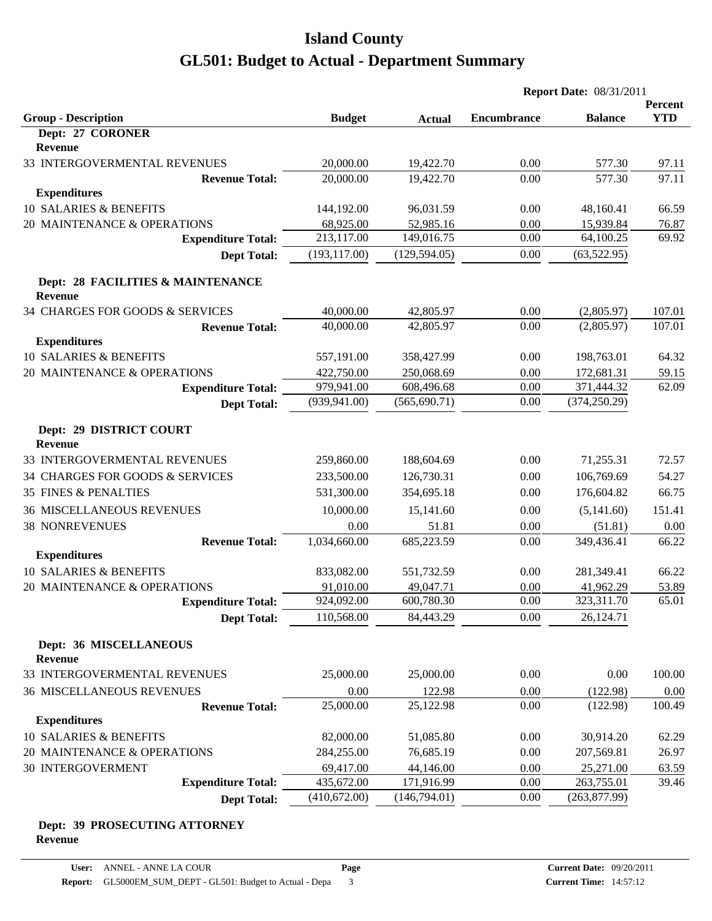# Island County

## GL501: Budget to Actual - Department Summary

**Report Date:** 08/31/2011

| Group - Description | Budget | Actual | Encumbrance | Balance | Percent YTD |
|---|---|---|---|---|---|
| **Dept: 27 CORONER** | | | | | |
| **Revenue** | | | | | |
| 33 INTERGOVERMENTAL REVENUES | 20,000.00 | 19,422.70 | 0.00 | 577.30 | 97.11 |
| **Revenue Total:** | 20,000.00 | 19,422.70 | 0.00 | 577.30 | 97.11 |
| **Expenditures** | | | | | |
| 10 SALARIES & BENEFITS | 144,192.00 | 96,031.59 | 0.00 | 48,160.41 | 66.59 |
| 20 MAINTENANCE & OPERATIONS | 68,925.00 | 52,985.16 | 0.00 | 15,939.84 | 76.87 |
| **Expenditure Total:** | 213,117.00 | 149,016.75 | 0.00 | 64,100.25 | 69.92 |
| **Dept Total:** | (193,117.00) | (129,594.05) | 0.00 | (63,522.95) | |
| **Dept: 28 FACILITIES & MAINTENANCE** | | | | | |
| **Revenue** | | | | | |
| 34 CHARGES FOR GOODS & SERVICES | 40,000.00 | 42,805.97 | 0.00 | (2,805.97) | 107.01 |
| **Revenue Total:** | 40,000.00 | 42,805.97 | 0.00 | (2,805.97) | 107.01 |
| **Expenditures** | | | | | |
| 10 SALARIES & BENEFITS | 557,191.00 | 358,427.99 | 0.00 | 198,763.01 | 64.32 |
| 20 MAINTENANCE & OPERATIONS | 422,750.00 | 250,068.69 | 0.00 | 172,681.31 | 59.15 |
| **Expenditure Total:** | 979,941.00 | 608,496.68 | 0.00 | 371,444.32 | 62.09 |
| **Dept Total:** | (939,941.00) | (565,690.71) | 0.00 | (374,250.29) | |
| **Dept: 29 DISTRICT COURT** | | | | | |
| **Revenue** | | | | | |
| 33 INTERGOVERMENTAL REVENUES | 259,860.00 | 188,604.69 | 0.00 | 71,255.31 | 72.57 |
| 34 CHARGES FOR GOODS & SERVICES | 233,500.00 | 126,730.31 | 0.00 | 106,769.69 | 54.27 |
| 35 FINES & PENALTIES | 531,300.00 | 354,695.18 | 0.00 | 176,604.82 | 66.75 |
| 36 MISCELLANEOUS REVENUES | 10,000.00 | 15,141.60 | 0.00 | (5,141.60) | 151.41 |
| 38 NONREVENUES | 0.00 | 51.81 | 0.00 | (51.81) | 0.00 |
| **Revenue Total:** | 1,034,660.00 | 685,223.59 | 0.00 | 349,436.41 | 66.22 |
| **Expenditures** | | | | | |
| 10 SALARIES & BENEFITS | 833,082.00 | 551,732.59 | 0.00 | 281,349.41 | 66.22 |
| 20 MAINTENANCE & OPERATIONS | 91,010.00 | 49,047.71 | 0.00 | 41,962.29 | 53.89 |
| **Expenditure Total:** | 924,092.00 | 600,780.30 | 0.00 | 323,311.70 | 65.01 |
| **Dept Total:** | 110,568.00 | 84,443.29 | 0.00 | 26,124.71 | |
| **Dept: 36 MISCELLANEOUS** | | | | | |
| **Revenue** | | | | | |
| 33 INTERGOVERMENTAL REVENUES | 25,000.00 | 25,000.00 | 0.00 | 0.00 | 100.00 |
| 36 MISCELLANEOUS REVENUES | 0.00 | 122.98 | 0.00 | (122.98) | 0.00 |
| **Revenue Total:** | 25,000.00 | 25,122.98 | 0.00 | (122.98) | 100.49 |
| **Expenditures** | | | | | |
| 10 SALARIES & BENEFITS | 82,000.00 | 51,085.80 | 0.00 | 30,914.20 | 62.29 |
| 20 MAINTENANCE & OPERATIONS | 284,255.00 | 76,685.19 | 0.00 | 207,569.81 | 26.97 |
| 30 INTERGOVERMENT | 69,417.00 | 44,146.00 | 0.00 | 25,271.00 | 63.59 |
| **Expenditure Total:** | 435,672.00 | 171,916.99 | 0.00 | 263,755.01 | 39.46 |
| **Dept Total:** | (410,672.00) | (146,794.01) | 0.00 | (263,877.99) | |
| **Dept: 39 PROSECUTING ATTORNEY** | | | | | |
| **Revenue** | | | | | |

**User:** ANNEL - ANNE LA COUR
**Report:** GL5000EM_SUM_DEPT - GL501: Budget to Actual - Depa
**Current Date:** 09/20/2011
**Current Time:** 14:57:12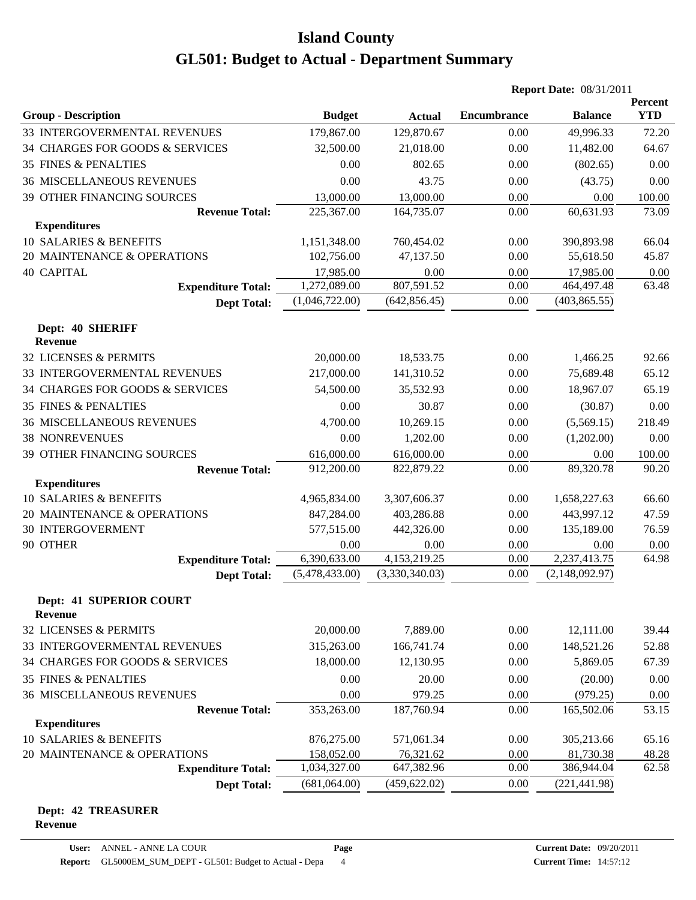# Island County

## GL501: Budget to Actual - Department Summary

**Report Date:** 08/31/2011

| Group - Description | Budget | Actual | Encumbrance | Balance | Percent YTD |
|---|---|---|---|---|---|
| 33 INTERGOVERMENTAL REVENUES | 179,867.00 | 129,870.67 | 0.00 | 49,996.33 | 72.20 |
| 34 CHARGES FOR GOODS & SERVICES | 32,500.00 | 21,018.00 | 0.00 | 11,482.00 | 64.67 |
| 35 FINES & PENALTIES | 0.00 | 802.65 | 0.00 | (802.65) | 0.00 |
| 36 MISCELLANEOUS REVENUES | 0.00 | 43.75 | 0.00 | (43.75) | 0.00 |
| 39 OTHER FINANCING SOURCES | 13,000.00 | 13,000.00 | 0.00 | 0.00 | 100.00 |
| **Revenue Total:** | 225,367.00 | 164,735.07 | 0.00 | 60,631.93 | 73.09 |
| **Expenditures** | | | | | |
| 10 SALARIES & BENEFITS | 1,151,348.00 | 760,454.02 | 0.00 | 390,893.98 | 66.04 |
| 20 MAINTENANCE & OPERATIONS | 102,756.00 | 47,137.50 | 0.00 | 55,618.50 | 45.87 |
| 40 CAPITAL | 17,985.00 | 0.00 | 0.00 | 17,985.00 | 0.00 |
| **Expenditure Total:** | 1,272,089.00 | 807,591.52 | 0.00 | 464,497.48 | 63.48 |
| **Dept Total:** | (1,046,722.00) | (642,856.45) | 0.00 | (403,865.55) | |

**Dept: 40 SHERIFF**

| Group - Description | Budget | Actual | Encumbrance | Balance | Percent YTD |
|---|---|---|---|---|---|
| **Revenue** | | | | | |
| 32 LICENSES & PERMITS | 20,000.00 | 18,533.75 | 0.00 | 1,466.25 | 92.66 |
| 33 INTERGOVERMENTAL REVENUES | 217,000.00 | 141,310.52 | 0.00 | 75,689.48 | 65.12 |
| 34 CHARGES FOR GOODS & SERVICES | 54,500.00 | 35,532.93 | 0.00 | 18,967.07 | 65.19 |
| 35 FINES & PENALTIES | 0.00 | 30.87 | 0.00 | (30.87) | 0.00 |
| 36 MISCELLANEOUS REVENUES | 4,700.00 | 10,269.15 | 0.00 | (5,569.15) | 218.49 |
| 38 NONREVENUES | 0.00 | 1,202.00 | 0.00 | (1,202.00) | 0.00 |
| 39 OTHER FINANCING SOURCES | 616,000.00 | 616,000.00 | 0.00 | 0.00 | 100.00 |
| **Revenue Total:** | 912,200.00 | 822,879.22 | 0.00 | 89,320.78 | 90.20 |
| **Expenditures** | | | | | |
| 10 SALARIES & BENEFITS | 4,965,834.00 | 3,307,606.37 | 0.00 | 1,658,227.63 | 66.60 |
| 20 MAINTENANCE & OPERATIONS | 847,284.00 | 403,286.88 | 0.00 | 443,997.12 | 47.59 |
| 30 INTERGOVERMENT | 577,515.00 | 442,326.00 | 0.00 | 135,189.00 | 76.59 |
| 90 OTHER | 0.00 | 0.00 | 0.00 | 0.00 | 0.00 |
| **Expenditure Total:** | 6,390,633.00 | 4,153,219.25 | 0.00 | 2,237,413.75 | 64.98 |
| **Dept Total:** | (5,478,433.00) | (3,330,340.03) | 0.00 | (2,148,092.97) | |

**Dept: 41 SUPERIOR COURT**

| Group - Description | Budget | Actual | Encumbrance | Balance | Percent YTD |
|---|---|---|---|---|---|
| **Revenue** | | | | | |
| 32 LICENSES & PERMITS | 20,000.00 | 7,889.00 | 0.00 | 12,111.00 | 39.44 |
| 33 INTERGOVERMENTAL REVENUES | 315,263.00 | 166,741.74 | 0.00 | 148,521.26 | 52.88 |
| 34 CHARGES FOR GOODS & SERVICES | 18,000.00 | 12,130.95 | 0.00 | 5,869.05 | 67.39 |
| 35 FINES & PENALTIES | 0.00 | 20.00 | 0.00 | (20.00) | 0.00 |
| 36 MISCELLANEOUS REVENUES | 0.00 | 979.25 | 0.00 | (979.25) | 0.00 |
| **Revenue Total:** | 353,263.00 | 187,760.94 | 0.00 | 165,502.06 | 53.15 |
| **Expenditures** | | | | | |
| 10 SALARIES & BENEFITS | 876,275.00 | 571,061.34 | 0.00 | 305,213.66 | 65.16 |
| 20 MAINTENANCE & OPERATIONS | 158,052.00 | 76,321.62 | 0.00 | 81,730.38 | 48.28 |
| **Expenditure Total:** | 1,034,327.00 | 647,382.96 | 0.00 | 386,944.04 | 62.58 |
| **Dept Total:** | (681,064.00) | (459,622.02) | 0.00 | (221,441.98) | |

**Dept: 42 TREASURER**

**Revenue**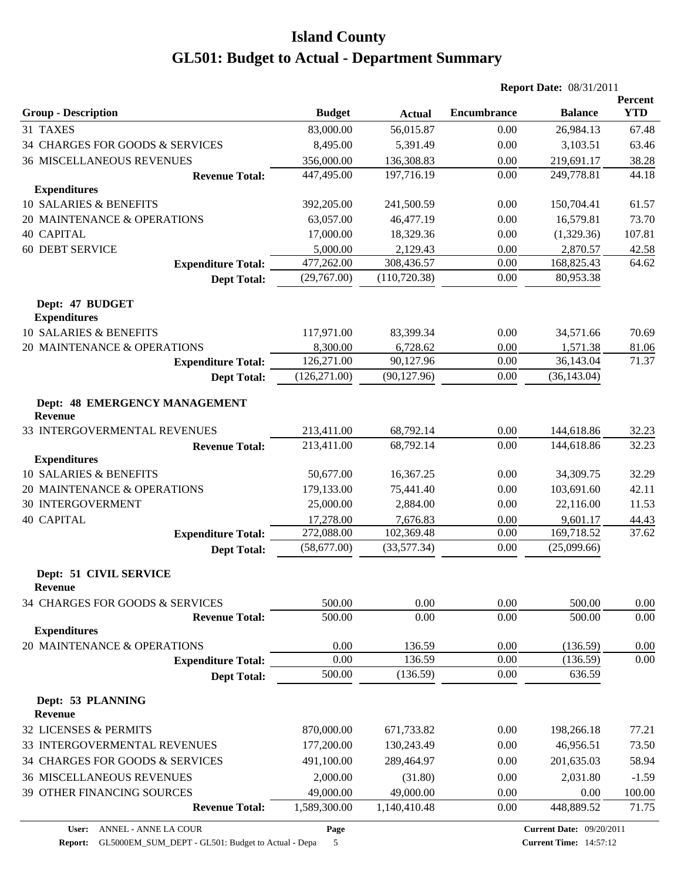# Island County

# GL501: Budget to Actual - Department Summary

**Report Date:** 08/31/2011

| Group - Description | Budget | Actual | Encumbrance | Balance | Percent YTD |
|---|---|---|---|---|---|
| 31 TAXES | 83,000.00 | 56,015.87 | 0.00 | 26,984.13 | 67.48 |
| 34 CHARGES FOR GOODS & SERVICES | 8,495.00 | 5,391.49 | 0.00 | 3,103.51 | 63.46 |
| 36 MISCELLANEOUS REVENUES | 356,000.00 | 136,308.83 | 0.00 | 219,691.17 | 38.28 |
| **Revenue Total:** | 447,495.00 | 197,716.19 | 0.00 | 249,778.81 | 44.18 |
| **Expenditures** | | | | | |
| 10 SALARIES & BENEFITS | 392,205.00 | 241,500.59 | 0.00 | 150,704.41 | 61.57 |
| 20 MAINTENANCE & OPERATIONS | 63,057.00 | 46,477.19 | 0.00 | 16,579.81 | 73.70 |
| 40 CAPITAL | 17,000.00 | 18,329.36 | 0.00 | (1,329.36) | 107.81 |
| 60 DEBT SERVICE | 5,000.00 | 2,129.43 | 0.00 | 2,870.57 | 42.58 |
| **Expenditure Total:** | 477,262.00 | 308,436.57 | 0.00 | 168,825.43 | 64.62 |
| **Dept Total:** | (29,767.00) | (110,720.38) | 0.00 | 80,953.38 | |
| **Dept: 47 BUDGET** | | | | | |
| **Expenditures** | | | | | |
| 10 SALARIES & BENEFITS | 117,971.00 | 83,399.34 | 0.00 | 34,571.66 | 70.69 |
| 20 MAINTENANCE & OPERATIONS | 8,300.00 | 6,728.62 | 0.00 | 1,571.38 | 81.06 |
| **Expenditure Total:** | 126,271.00 | 90,127.96 | 0.00 | 36,143.04 | 71.37 |
| **Dept Total:** | (126,271.00) | (90,127.96) | 0.00 | (36,143.04) | |
| **Dept: 48 EMERGENCY MANAGEMENT** | | | | | |
| **Revenue** | | | | | |
| 33 INTERGOVERMENTAL REVENUES | 213,411.00 | 68,792.14 | 0.00 | 144,618.86 | 32.23 |
| **Revenue Total:** | 213,411.00 | 68,792.14 | 0.00 | 144,618.86 | 32.23 |
| **Expenditures** | | | | | |
| 10 SALARIES & BENEFITS | 50,677.00 | 16,367.25 | 0.00 | 34,309.75 | 32.29 |
| 20 MAINTENANCE & OPERATIONS | 179,133.00 | 75,441.40 | 0.00 | 103,691.60 | 42.11 |
| 30 INTERGOVERMENT | 25,000.00 | 2,884.00 | 0.00 | 22,116.00 | 11.53 |
| 40 CAPITAL | 17,278.00 | 7,676.83 | 0.00 | 9,601.17 | 44.43 |
| **Expenditure Total:** | 272,088.00 | 102,369.48 | 0.00 | 169,718.52 | 37.62 |
| **Dept Total:** | (58,677.00) | (33,577.34) | 0.00 | (25,099.66) | |
| **Dept: 51 CIVIL SERVICE** | | | | | |
| **Revenue** | | | | | |
| 34 CHARGES FOR GOODS & SERVICES | 500.00 | 0.00 | 0.00 | 500.00 | 0.00 |
| **Revenue Total:** | 500.00 | 0.00 | 0.00 | 500.00 | 0.00 |
| **Expenditures** | | | | | |
| 20 MAINTENANCE & OPERATIONS | 0.00 | 136.59 | 0.00 | (136.59) | 0.00 |
| **Expenditure Total:** | 0.00 | 136.59 | 0.00 | (136.59) | 0.00 |
| **Dept Total:** | 500.00 | (136.59) | 0.00 | 636.59 | |
| **Dept: 53 PLANNING** | | | | | |
| **Revenue** | | | | | |
| 32 LICENSES & PERMITS | 870,000.00 | 671,733.82 | 0.00 | 198,266.18 | 77.21 |
| 33 INTERGOVERMENTAL REVENUES | 177,200.00 | 130,243.49 | 0.00 | 46,956.51 | 73.50 |
| 34 CHARGES FOR GOODS & SERVICES | 491,100.00 | 289,464.97 | 0.00 | 201,635.03 | 58.94 |
| 36 MISCELLANEOUS REVENUES | 2,000.00 | (31.80) | 0.00 | 2,031.80 | -1.59 |
| 39 OTHER FINANCING SOURCES | 49,000.00 | 49,000.00 | 0.00 | 0.00 | 100.00 |
| **Revenue Total:** | 1,589,300.00 | 1,140,410.48 | 0.00 | 448,889.52 | 71.75 |

User: ANNEL - ANNE LA COUR
Report: GL5000EM_SUM_DEPT - GL501: Budget to Actual - Depa
Current Date: 09/20/2011
Current Time: 14:57:12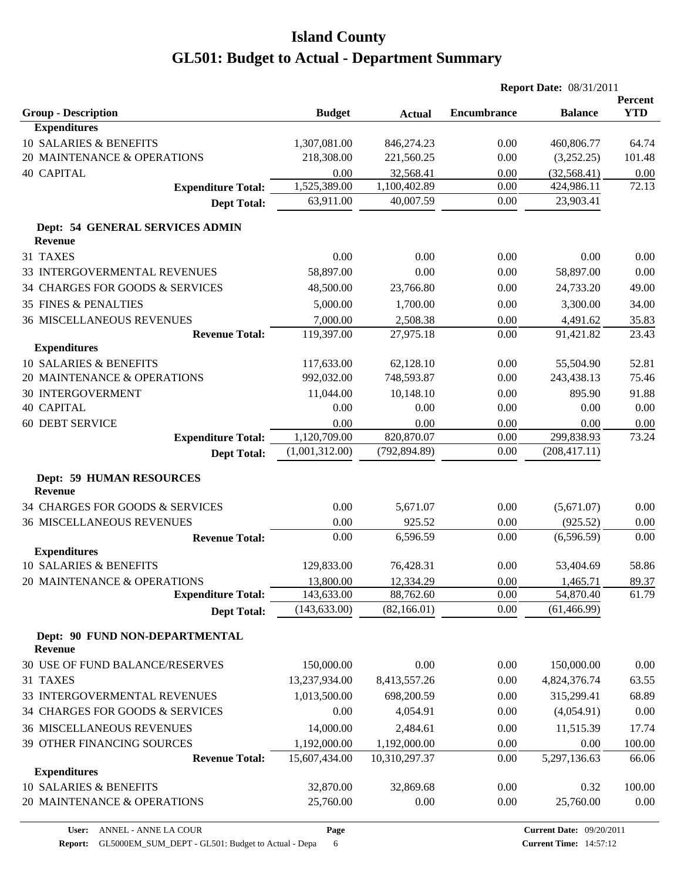# Island County

# GL501: Budget to Actual - Department Summary

**Report Date:** 08/31/2011

| Group - Description | Budget | Actual | Encumbrance | Balance | Percent YTD |
|---|---|---|---|---|---|
| **Expenditures** | | | | | |
| 10 SALARIES & BENEFITS | 1,307,081.00 | 846,274.23 | 0.00 | 460,806.77 | 64.74 |
| 20 MAINTENANCE & OPERATIONS | 218,308.00 | 221,560.25 | 0.00 | (3,252.25) | 101.48 |
| 40 CAPITAL | 0.00 | 32,568.41 | 0.00 | (32,568.41) | 0.00 |
| **Expenditure Total:** | 1,525,389.00 | 1,100,402.89 | 0.00 | 424,986.11 | 72.13 |
| **Dept Total:** | 63,911.00 | 40,007.59 | 0.00 | 23,903.41 | |
| **Dept: 54 GENERAL SERVICES ADMIN** | | | | | |
| **Revenue** | | | | | |
| 31 TAXES | 0.00 | 0.00 | 0.00 | 0.00 | 0.00 |
| 33 INTERGOVERMENTAL REVENUES | 58,897.00 | 0.00 | 0.00 | 58,897.00 | 0.00 |
| 34 CHARGES FOR GOODS & SERVICES | 48,500.00 | 23,766.80 | 0.00 | 24,733.20 | 49.00 |
| 35 FINES & PENALTIES | 5,000.00 | 1,700.00 | 0.00 | 3,300.00 | 34.00 |
| 36 MISCELLANEOUS REVENUES | 7,000.00 | 2,508.38 | 0.00 | 4,491.62 | 35.83 |
| **Revenue Total:** | 119,397.00 | 27,975.18 | 0.00 | 91,421.82 | 23.43 |
| **Expenditures** | | | | | |
| 10 SALARIES & BENEFITS | 117,633.00 | 62,128.10 | 0.00 | 55,504.90 | 52.81 |
| 20 MAINTENANCE & OPERATIONS | 992,032.00 | 748,593.87 | 0.00 | 243,438.13 | 75.46 |
| 30 INTERGOVERMENT | 11,044.00 | 10,148.10 | 0.00 | 895.90 | 91.88 |
| 40 CAPITAL | 0.00 | 0.00 | 0.00 | 0.00 | 0.00 |
| 60 DEBT SERVICE | 0.00 | 0.00 | 0.00 | 0.00 | 0.00 |
| **Expenditure Total:** | 1,120,709.00 | 820,870.07 | 0.00 | 299,838.93 | 73.24 |
| **Dept Total:** | (1,001,312.00) | (792,894.89) | 0.00 | (208,417.11) | |
| **Dept: 59 HUMAN RESOURCES** | | | | | |
| **Revenue** | | | | | |
| 34 CHARGES FOR GOODS & SERVICES | 0.00 | 5,671.07 | 0.00 | (5,671.07) | 0.00 |
| 36 MISCELLANEOUS REVENUES | 0.00 | 925.52 | 0.00 | (925.52) | 0.00 |
| **Revenue Total:** | 0.00 | 6,596.59 | 0.00 | (6,596.59) | 0.00 |
| **Expenditures** | | | | | |
| 10 SALARIES & BENEFITS | 129,833.00 | 76,428.31 | 0.00 | 53,404.69 | 58.86 |
| 20 MAINTENANCE & OPERATIONS | 13,800.00 | 12,334.29 | 0.00 | 1,465.71 | 89.37 |
| **Expenditure Total:** | 143,633.00 | 88,762.60 | 0.00 | 54,870.40 | 61.79 |
| **Dept Total:** | (143,633.00) | (82,166.01) | 0.00 | (61,466.99) | |
| **Dept: 90 FUND NON-DEPARTMENTAL** | | | | | |
| **Revenue** | | | | | |
| 30 USE OF FUND BALANCE/RESERVES | 150,000.00 | 0.00 | 0.00 | 150,000.00 | 0.00 |
| 31 TAXES | 13,237,934.00 | 8,413,557.26 | 0.00 | 4,824,376.74 | 63.55 |
| 33 INTERGOVERMENTAL REVENUES | 1,013,500.00 | 698,200.59 | 0.00 | 315,299.41 | 68.89 |
| 34 CHARGES FOR GOODS & SERVICES | 0.00 | 4,054.91 | 0.00 | (4,054.91) | 0.00 |
| 36 MISCELLANEOUS REVENUES | 14,000.00 | 2,484.61 | 0.00 | 11,515.39 | 17.74 |
| 39 OTHER FINANCING SOURCES | 1,192,000.00 | 1,192,000.00 | 0.00 | 0.00 | 100.00 |
| **Revenue Total:** | 15,607,434.00 | 10,310,297.37 | 0.00 | 5,297,136.63 | 66.06 |
| **Expenditures** | | | | | |
| 10 SALARIES & BENEFITS | 32,870.00 | 32,869.68 | 0.00 | 0.32 | 100.00 |
| 20 MAINTENANCE & OPERATIONS | 25,760.00 | 0.00 | 0.00 | 25,760.00 | 0.00 |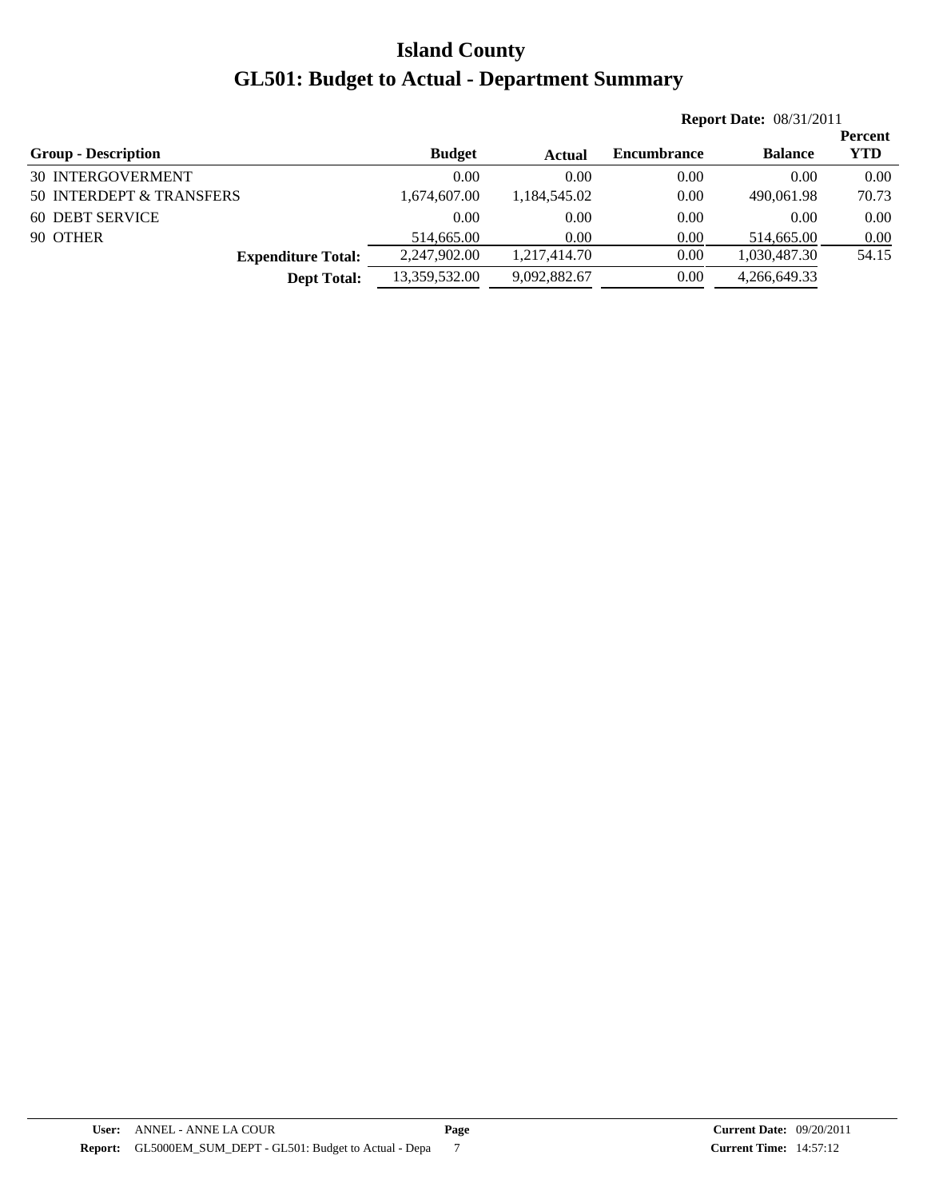# Island County

# GL501: Budget to Actual - Department Summary

**Report Date:** 08/31/2011

| Group - Description | Budget | Actual | Encumbrance | Balance | Percent YTD |
|---|---|---|---|---|---|
| 30 INTERGOVERMENT | 0.00 | 0.00 | 0.00 | 0.00 | 0.00 |
| 50 INTERDEPT & TRANSFERS | 1,674,607.00 | 1,184,545.02 | 0.00 | 490,061.98 | 70.73 |
| 60 DEBT SERVICE | 0.00 | 0.00 | 0.00 | 0.00 | 0.00 |
| 90 OTHER | 514,665.00 | 0.00 | 0.00 | 514,665.00 | 0.00 |
| **Expenditure Total:** | 2,247,902.00 | 1,217,414.70 | 0.00 | 1,030,487.30 | 54.15 |
| **Dept Total:** | 13,359,532.00 | 9,092,882.67 | 0.00 | 4,266,649.33 | |

**User:** ANNEL - ANNE LA COUR
**Report:** GL5000EM_SUM_DEPT - GL501: Budget to Actual - Depa
**Page** 7
**Current Date:** 09/20/2011
**Current Time:** 14:57:12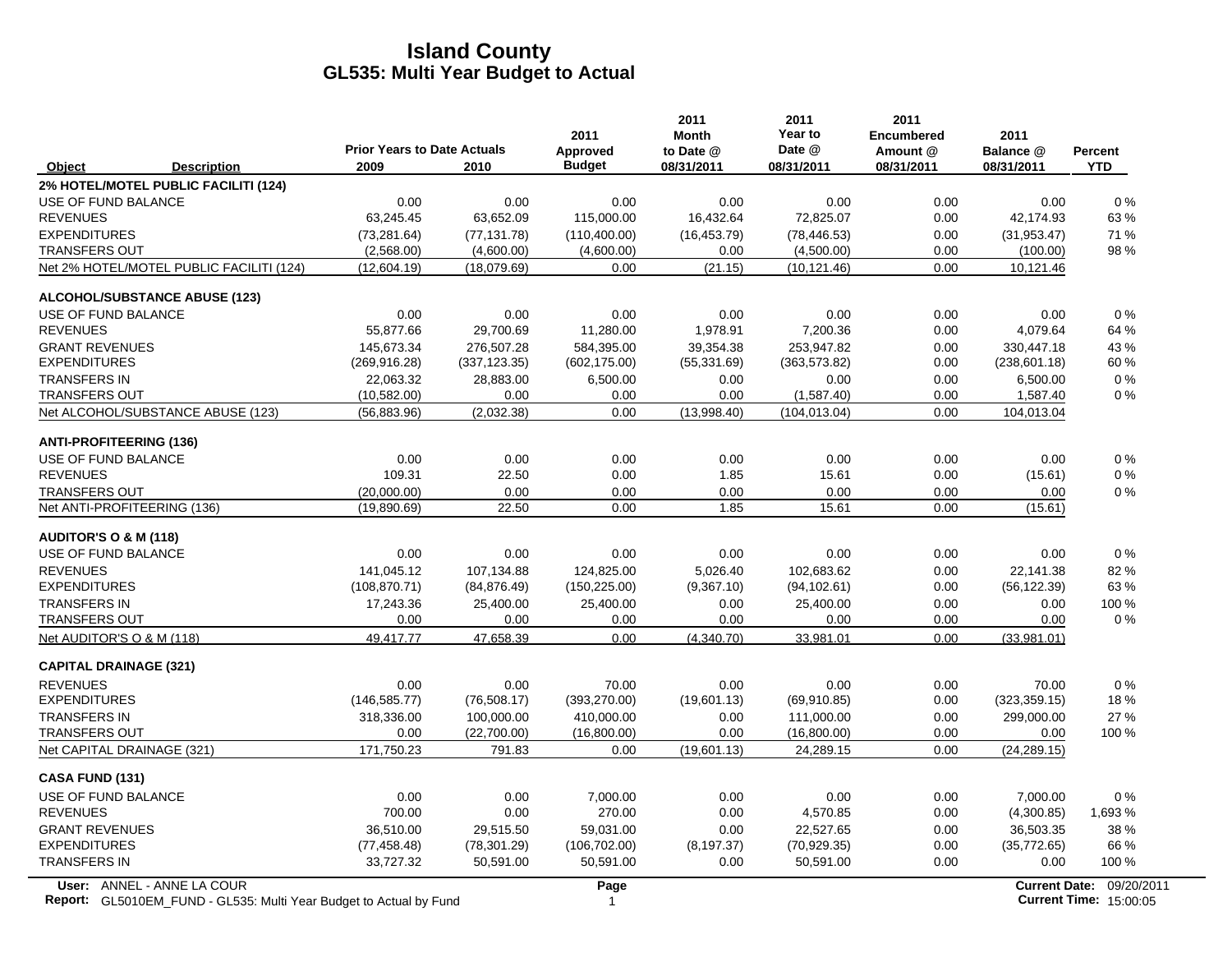# Island County
## GL535: Multi Year Budget to Actual

| Object | Description | Prior Years to Date Actuals 2009 | 2010 | 2011 Approved Budget | 2011 Month to Date @ 08/31/2011 | 2011 Year to Date @ 08/31/2011 | 2011 Encumbered Amount @ 08/31/2011 | 2011 Balance @ 08/31/2011 | Percent YTD |
|---|---|---|---|---|---|---|---|---|---|
| **2% HOTEL/MOTEL PUBLIC FACILITI (124)** | | | | | | | | | |
| USE OF FUND BALANCE | | 0.00 | 0.00 | 0.00 | 0.00 | 0.00 | 0.00 | 0.00 | 0 % |
| REVENUES | | 63,245.45 | 63,652.09 | 115,000.00 | 16,432.64 | 72,825.07 | 0.00 | 42,174.93 | 63 % |
| EXPENDITURES | | (73,281.64) | (77,131.78) | (110,400.00) | (16,453.79) | (78,446.53) | 0.00 | (31,953.47) | 71 % |
| TRANSFERS OUT | | (2,568.00) | (4,600.00) | (4,600.00) | 0.00 | (4,500.00) | 0.00 | (100.00) | 98 % |
| Net 2% HOTEL/MOTEL PUBLIC FACILITI (124) | | (12,604.19) | (18,079.69) | 0.00 | (21.15) | (10,121.46) | 0.00 | 10,121.46 | |
| **ALCOHOL/SUBSTANCE ABUSE (123)** | | | | | | | | | |
| USE OF FUND BALANCE | | 0.00 | 0.00 | 0.00 | 0.00 | 0.00 | 0.00 | 0.00 | 0 % |
| REVENUES | | 55,877.66 | 29,700.69 | 11,280.00 | 1,978.91 | 7,200.36 | 0.00 | 4,079.64 | 64 % |
| GRANT REVENUES | | 145,673.34 | 276,507.28 | 584,395.00 | 39,354.38 | 253,947.82 | 0.00 | 330,447.18 | 43 % |
| EXPENDITURES | | (269,916.28) | (337,123.35) | (602,175.00) | (55,331.69) | (363,573.82) | 0.00 | (238,601.18) | 60 % |
| TRANSFERS IN | | 22,063.32 | 28,883.00 | 6,500.00 | 0.00 | 0.00 | 0.00 | 6,500.00 | 0 % |
| TRANSFERS OUT | | (10,582.00) | 0.00 | 0.00 | 0.00 | (1,587.40) | 0.00 | 1,587.40 | 0 % |
| Net ALCOHOL/SUBSTANCE ABUSE (123) | | (56,883.96) | (2,032.38) | 0.00 | (13,998.40) | (104,013.04) | 0.00 | 104,013.04 | |
| **ANTI-PROFITEERING (136)** | | | | | | | | | |
| USE OF FUND BALANCE | | 0.00 | 0.00 | 0.00 | 0.00 | 0.00 | 0.00 | 0.00 | 0 % |
| REVENUES | | 109.31 | 22.50 | 0.00 | 1.85 | 15.61 | 0.00 | (15.61) | 0 % |
| TRANSFERS OUT | | (20,000.00) | 0.00 | 0.00 | 0.00 | 0.00 | 0.00 | 0.00 | 0 % |
| Net ANTI-PROFITEERING (136) | | (19,890.69) | 22.50 | 0.00 | 1.85 | 15.61 | 0.00 | (15.61) | |
| **AUDITOR'S O & M (118)** | | | | | | | | | |
| USE OF FUND BALANCE | | 0.00 | 0.00 | 0.00 | 0.00 | 0.00 | 0.00 | 0.00 | 0 % |
| REVENUES | | 141,045.12 | 107,134.88 | 124,825.00 | 5,026.40 | 102,683.62 | 0.00 | 22,141.38 | 82 % |
| EXPENDITURES | | (108,870.71) | (84,876.49) | (150,225.00) | (9,367.10) | (94,102.61) | 0.00 | (56,122.39) | 63 % |
| TRANSFERS IN | | 17,243.36 | 25,400.00 | 25,400.00 | 0.00 | 25,400.00 | 0.00 | 0.00 | 100 % |
| TRANSFERS OUT | | 0.00 | 0.00 | 0.00 | 0.00 | 0.00 | 0.00 | 0.00 | 0 % |
| Net AUDITOR'S O & M (118) | | 49,417.77 | 47,658.39 | 0.00 | (4,340.70) | 33,981.01 | 0.00 | (33,981.01) | |
| **CAPITAL DRAINAGE (321)** | | | | | | | | | |
| REVENUES | | 0.00 | 0.00 | 70.00 | 0.00 | 0.00 | 0.00 | 70.00 | 0 % |
| EXPENDITURES | | (146,585.77) | (76,508.17) | (393,270.00) | (19,601.13) | (69,910.85) | 0.00 | (323,359.15) | 18 % |
| TRANSFERS IN | | 318,336.00 | 100,000.00 | 410,000.00 | 0.00 | 111,000.00 | 0.00 | 299,000.00 | 27 % |
| TRANSFERS OUT | | 0.00 | (22,700.00) | (16,800.00) | 0.00 | (16,800.00) | 0.00 | 0.00 | 100 % |
| Net CAPITAL DRAINAGE (321) | | 171,750.23 | 791.83 | 0.00 | (19,601.13) | 24,289.15 | 0.00 | (24,289.15) | |
| **CASA FUND (131)** | | | | | | | | | |
| USE OF FUND BALANCE | | 0.00 | 0.00 | 7,000.00 | 0.00 | 0.00 | 0.00 | 7,000.00 | 0 % |
| REVENUES | | 700.00 | 0.00 | 270.00 | 0.00 | 4,570.85 | 0.00 | (4,300.85) | 1,693 % |
| GRANT REVENUES | | 36,510.00 | 29,515.50 | 59,031.00 | 0.00 | 22,527.65 | 0.00 | 36,503.35 | 38 % |
| EXPENDITURES | | (77,458.48) | (78,301.29) | (106,702.00) | (8,197.37) | (70,929.35) | 0.00 | (35,772.65) | 66 % |
| TRANSFERS IN | | 33,727.32 | 50,591.00 | 50,591.00 | 0.00 | 50,591.00 | 0.00 | 0.00 | 100 % |

User: ANNEL - ANNE LA COUR
Report: GL5010EM_FUND - GL535: Multi Year Budget to Actual by Fund
Current Date: 09/20/2011
Current Time: 15:00:05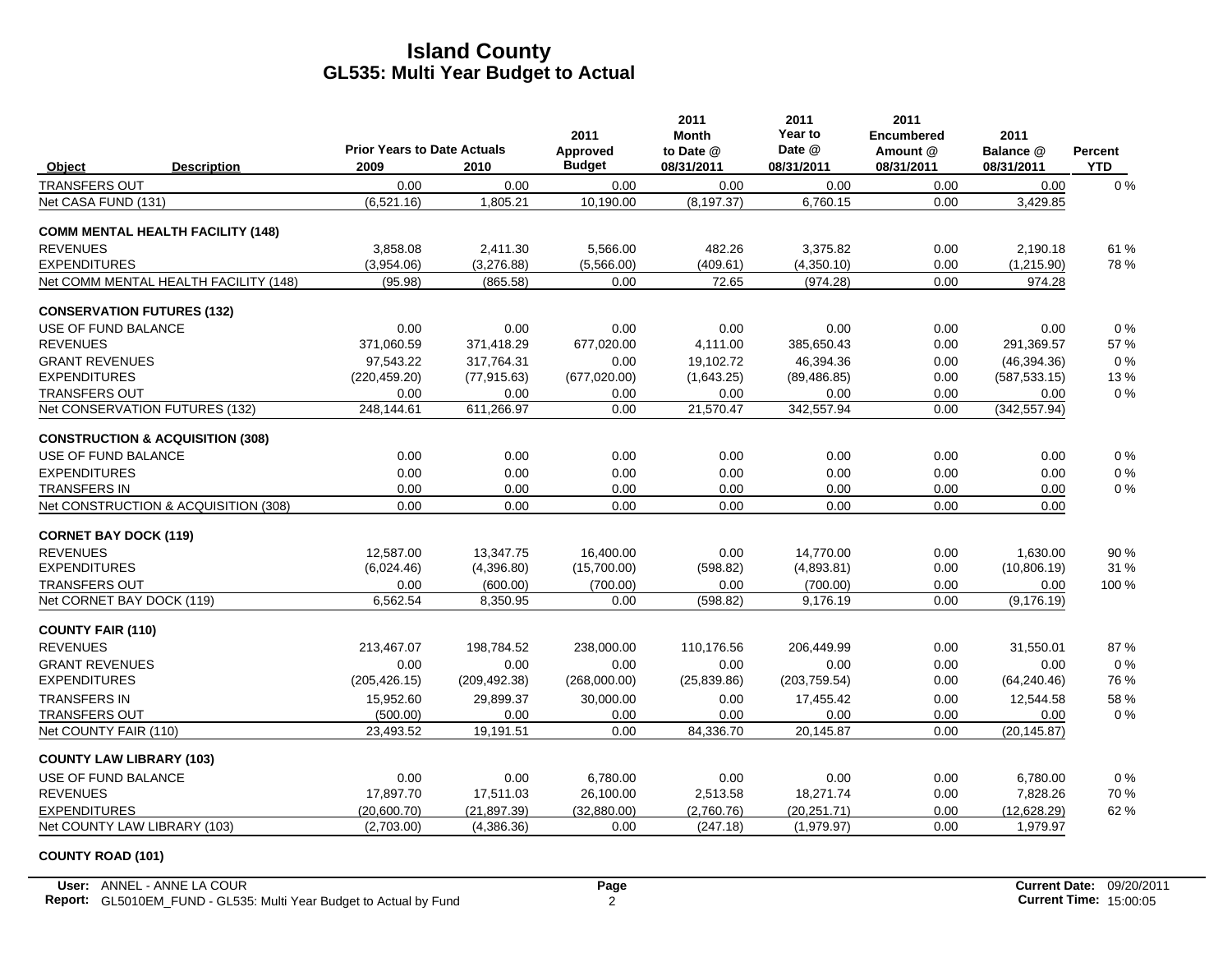# Island County
## GL535: Multi Year Budget to Actual

| Object | Description | Prior Years to Date Actuals 2009 | 2010 | 2011 Approved Budget | 2011 Month to Date @ 08/31/2011 | 2011 Year to Date @ 08/31/2011 | 2011 Encumbered Amount @ 08/31/2011 | 2011 Balance @ 08/31/2011 | Percent YTD |
|---|---|---|---|---|---|---|---|---|---|
| TRANSFERS OUT | | 0.00 | 0.00 | 0.00 | 0.00 | 0.00 | 0.00 | 0.00 | 0 % |
| Net CASA FUND (131) | | (6,521.16) | 1,805.21 | 10,190.00 | (8,197.37) | 6,760.15 | 0.00 | 3,429.85 | |
| **COMM MENTAL HEALTH FACILITY (148)** | | | | | | | | | |
| REVENUES | | 3,858.08 | 2,411.30 | 5,566.00 | 482.26 | 3,375.82 | 0.00 | 2,190.18 | 61 % |
| EXPENDITURES | | (3,954.06) | (3,276.88) | (5,566.00) | (409.61) | (4,350.10) | 0.00 | (1,215.90) | 78 % |
| Net COMM MENTAL HEALTH FACILITY (148) | | (95.98) | (865.58) | 0.00 | 72.65 | (974.28) | 0.00 | 974.28 | |
| **CONSERVATION FUTURES (132)** | | | | | | | | | |
| USE OF FUND BALANCE | | 0.00 | 0.00 | 0.00 | 0.00 | 0.00 | 0.00 | 0.00 | 0 % |
| REVENUES | | 371,060.59 | 371,418.29 | 677,020.00 | 4,111.00 | 385,650.43 | 0.00 | 291,369.57 | 57 % |
| GRANT REVENUES | | 97,543.22 | 317,764.31 | 0.00 | 19,102.72 | 46,394.36 | 0.00 | (46,394.36) | 0 % |
| EXPENDITURES | | (220,459.20) | (77,915.63) | (677,020.00) | (1,643.25) | (89,486.85) | 0.00 | (587,533.15) | 13 % |
| TRANSFERS OUT | | 0.00 | 0.00 | 0.00 | 0.00 | 0.00 | 0.00 | 0.00 | 0 % |
| Net CONSERVATION FUTURES (132) | | 248,144.61 | 611,266.97 | 0.00 | 21,570.47 | 342,557.94 | 0.00 | (342,557.94) | |
| **CONSTRUCTION & ACQUISITION (308)** | | | | | | | | | |
| USE OF FUND BALANCE | | 0.00 | 0.00 | 0.00 | 0.00 | 0.00 | 0.00 | 0.00 | 0 % |
| EXPENDITURES | | 0.00 | 0.00 | 0.00 | 0.00 | 0.00 | 0.00 | 0.00 | 0 % |
| TRANSFERS IN | | 0.00 | 0.00 | 0.00 | 0.00 | 0.00 | 0.00 | 0.00 | 0 % |
| Net CONSTRUCTION & ACQUISITION (308) | | 0.00 | 0.00 | 0.00 | 0.00 | 0.00 | 0.00 | 0.00 | |
| **CORNET BAY DOCK (119)** | | | | | | | | | |
| REVENUES | | 12,587.00 | 13,347.75 | 16,400.00 | 0.00 | 14,770.00 | 0.00 | 1,630.00 | 90 % |
| EXPENDITURES | | (6,024.46) | (4,396.80) | (15,700.00) | (598.82) | (4,893.81) | 0.00 | (10,806.19) | 31 % |
| TRANSFERS OUT | | 0.00 | (600.00) | (700.00) | 0.00 | (700.00) | 0.00 | 0.00 | 100 % |
| Net CORNET BAY DOCK (119) | | 6,562.54 | 8,350.95 | 0.00 | (598.82) | 9,176.19 | 0.00 | (9,176.19) | |
| **COUNTY FAIR (110)** | | | | | | | | | |
| REVENUES | | 213,467.07 | 198,784.52 | 238,000.00 | 110,176.56 | 206,449.99 | 0.00 | 31,550.01 | 87 % |
| GRANT REVENUES | | 0.00 | 0.00 | 0.00 | 0.00 | 0.00 | 0.00 | 0.00 | 0 % |
| EXPENDITURES | | (205,426.15) | (209,492.38) | (268,000.00) | (25,839.86) | (203,759.54) | 0.00 | (64,240.46) | 76 % |
| TRANSFERS IN | | 15,952.60 | 29,899.37 | 30,000.00 | 0.00 | 17,455.42 | 0.00 | 12,544.58 | 58 % |
| TRANSFERS OUT | | (500.00) | 0.00 | 0.00 | 0.00 | 0.00 | 0.00 | 0.00 | 0 % |
| Net COUNTY FAIR (110) | | 23,493.52 | 19,191.51 | 0.00 | 84,336.70 | 20,145.87 | 0.00 | (20,145.87) | |
| **COUNTY LAW LIBRARY (103)** | | | | | | | | | |
| USE OF FUND BALANCE | | 0.00 | 0.00 | 6,780.00 | 0.00 | 0.00 | 0.00 | 6,780.00 | 0 % |
| REVENUES | | 17,897.70 | 17,511.03 | 26,100.00 | 2,513.58 | 18,271.74 | 0.00 | 7,828.26 | 70 % |
| EXPENDITURES | | (20,600.70) | (21,897.39) | (32,880.00) | (2,760.76) | (20,251.71) | 0.00 | (12,628.29) | 62 % |
| Net COUNTY LAW LIBRARY (103) | | (2,703.00) | (4,386.36) | 0.00 | (247.18) | (1,979.97) | 0.00 | 1,979.97 | |
| **COUNTY ROAD (101)** | | | | | | | | | |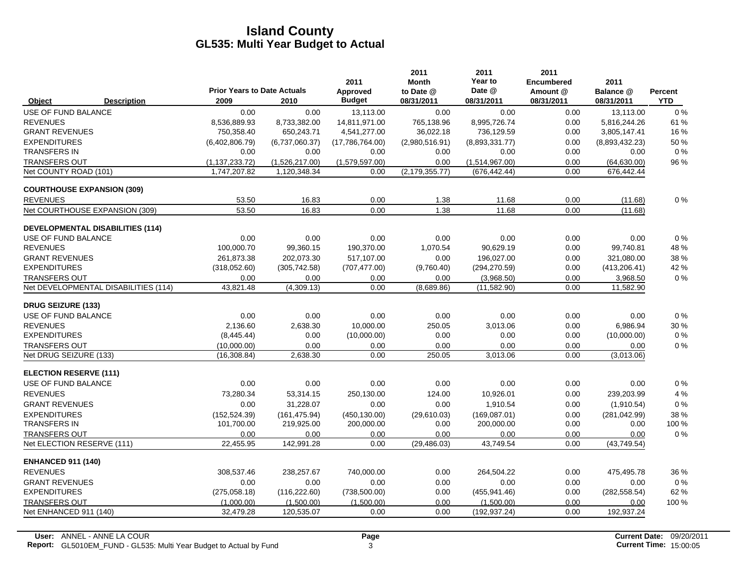# Island County
## GL535: Multi Year Budget to Actual

| Object | Description | Prior Years to Date Actuals 2009 | 2010 | 2011 Approved Budget | 2011 Month to Date @ 08/31/2011 | 2011 Year to Date @ 08/31/2011 | 2011 Encumbered Amount @ 08/31/2011 | 2011 Balance @ 08/31/2011 | Percent YTD |
|---|---|---|---|---|---|---|---|---|---|
| USE OF FUND BALANCE | | 0.00 | 0.00 | 13,113.00 | 0.00 | 0.00 | 0.00 | 13,113.00 | 0 % |
| REVENUES | | 8,536,889.93 | 8,733,382.00 | 14,811,971.00 | 765,138.96 | 8,995,726.74 | 0.00 | 5,816,244.26 | 61 % |
| GRANT REVENUES | | 750,358.40 | 650,243.71 | 4,541,277.00 | 36,022.18 | 736,129.59 | 0.00 | 3,805,147.41 | 16 % |
| EXPENDITURES | | (6,402,806.79) | (6,737,060.37) | (17,786,764.00) | (2,980,516.91) | (8,893,331.77) | 0.00 | (8,893,432.23) | 50 % |
| TRANSFERS IN | | 0.00 | 0.00 | 0.00 | 0.00 | 0.00 | 0.00 | 0.00 | 0 % |
| TRANSFERS OUT | | (1,137,233.72) | (1,526,217.00) | (1,579,597.00) | 0.00 | (1,514,967.00) | 0.00 | (64,630.00) | 96 % |
| Net COUNTY ROAD (101) | | 1,747,207.82 | 1,120,348.34 | 0.00 | (2,179,355.77) | (676,442.44) | 0.00 | 676,442.44 | |
| **COURTHOUSE EXPANSION (309)** | | | | | | | | | |
| REVENUES | | 53.50 | 16.83 | 0.00 | 1.38 | 11.68 | 0.00 | (11.68) | 0 % |
| Net COURTHOUSE EXPANSION (309) | | 53.50 | 16.83 | 0.00 | 1.38 | 11.68 | 0.00 | (11.68) | |
| **DEVELOPMENTAL DISABILITIES (114)** | | | | | | | | | |
| USE OF FUND BALANCE | | 0.00 | 0.00 | 0.00 | 0.00 | 0.00 | 0.00 | 0.00 | 0 % |
| REVENUES | | 100,000.70 | 99,360.15 | 190,370.00 | 1,070.54 | 90,629.19 | 0.00 | 99,740.81 | 48 % |
| GRANT REVENUES | | 261,873.38 | 202,073.30 | 517,107.00 | 0.00 | 196,027.00 | 0.00 | 321,080.00 | 38 % |
| EXPENDITURES | | (318,052.60) | (305,742.58) | (707,477.00) | (9,760.40) | (294,270.59) | 0.00 | (413,206.41) | 42 % |
| TRANSFERS OUT | | 0.00 | 0.00 | 0.00 | 0.00 | (3,968.50) | 0.00 | 3,968.50 | 0 % |
| Net DEVELOPMENTAL DISABILITIES (114) | | 43,821.48 | (4,309.13) | 0.00 | (8,689.86) | (11,582.90) | 0.00 | 11,582.90 | |
| **DRUG SEIZURE (133)** | | | | | | | | | |
| USE OF FUND BALANCE | | 0.00 | 0.00 | 0.00 | 0.00 | 0.00 | 0.00 | 0.00 | 0 % |
| REVENUES | | 2,136.60 | 2,638.30 | 10,000.00 | 250.05 | 3,013.06 | 0.00 | 6,986.94 | 30 % |
| EXPENDITURES | | (8,445.44) | 0.00 | (10,000.00) | 0.00 | 0.00 | 0.00 | (10,000.00) | 0 % |
| TRANSFERS OUT | | (10,000.00) | 0.00 | 0.00 | 0.00 | 0.00 | 0.00 | 0.00 | 0 % |
| Net DRUG SEIZURE (133) | | (16,308.84) | 2,638.30 | 0.00 | 250.05 | 3,013.06 | 0.00 | (3,013.06) | |
| **ELECTION RESERVE (111)** | | | | | | | | | |
| USE OF FUND BALANCE | | 0.00 | 0.00 | 0.00 | 0.00 | 0.00 | 0.00 | 0.00 | 0 % |
| REVENUES | | 73,280.34 | 53,314.15 | 250,130.00 | 124.00 | 10,926.01 | 0.00 | 239,203.99 | 4 % |
| GRANT REVENUES | | 0.00 | 31,228.07 | 0.00 | 0.00 | 1,910.54 | 0.00 | (1,910.54) | 0 % |
| EXPENDITURES | | (152,524.39) | (161,475.94) | (450,130.00) | (29,610.03) | (169,087.01) | 0.00 | (281,042.99) | 38 % |
| TRANSFERS IN | | 101,700.00 | 219,925.00 | 200,000.00 | 0.00 | 200,000.00 | 0.00 | 0.00 | 100 % |
| TRANSFERS OUT | | 0.00 | 0.00 | 0.00 | 0.00 | 0.00 | 0.00 | 0.00 | 0 % |
| Net ELECTION RESERVE (111) | | 22,455.95 | 142,991.28 | 0.00 | (29,486.03) | 43,749.54 | 0.00 | (43,749.54) | |
| **ENHANCED 911 (140)** | | | | | | | | | |
| REVENUES | | 308,537.46 | 238,257.67 | 740,000.00 | 0.00 | 264,504.22 | 0.00 | 475,495.78 | 36 % |
| GRANT REVENUES | | 0.00 | 0.00 | 0.00 | 0.00 | 0.00 | 0.00 | 0.00 | 0 % |
| EXPENDITURES | | (275,058.18) | (116,222.60) | (738,500.00) | 0.00 | (455,941.46) | 0.00 | (282,558.54) | 62 % |
| TRANSFERS OUT | | (1,000.00) | (1,500.00) | (1,500.00) | 0.00 | (1,500.00) | 0.00 | 0.00 | 100 % |
| Net ENHANCED 911 (140) | | 32,479.28 | 120,535.07 | 0.00 | 0.00 | (192,937.24) | 0.00 | 192,937.24 | |

**User:** ANNEL - ANNE LA COUR
**Report:** GL5010EM_FUND - GL535: Multi Year Budget to Actual by Fund

**Current Date:** 09/20/2011
**Current Time:** 15:00:05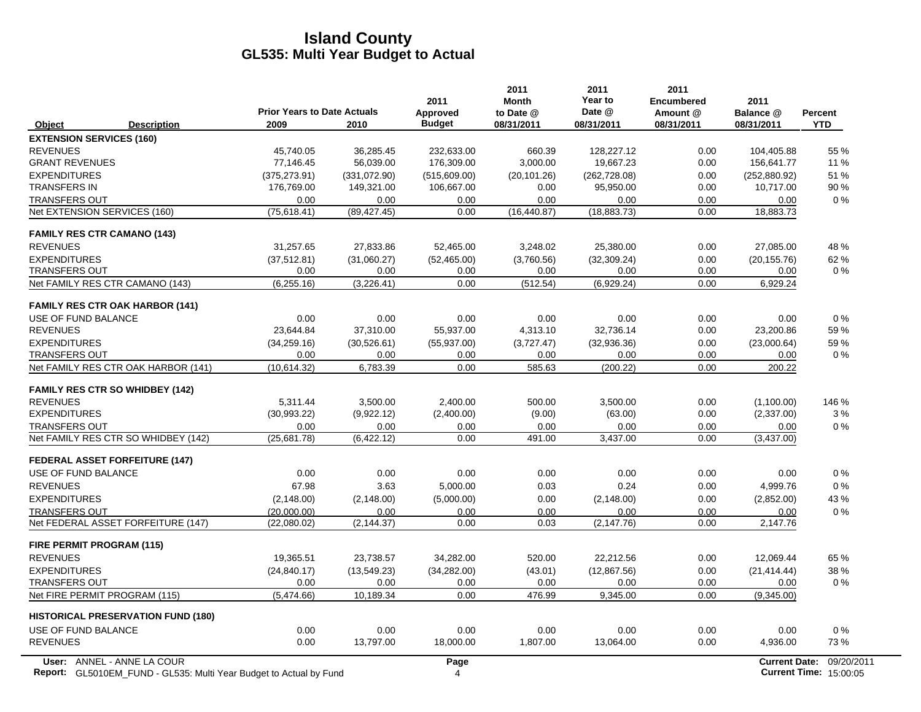# Island County
## GL535: Multi Year Budget to Actual

| Object | Description | Prior Years to Date Actuals 2009 | 2010 | 2011 Approved Budget | 2011 Month to Date @ 08/31/2011 | 2011 Year to Date @ 08/31/2011 | 2011 Encumbered Amount @ 08/31/2011 | 2011 Balance @ 08/31/2011 | Percent YTD |
|---|---|---|---|---|---|---|---|---|---|
| **EXTENSION SERVICES (160)** | | | | | | | | | |
| REVENUES | | 45,740.05 | 36,285.45 | 232,633.00 | 660.39 | 128,227.12 | 0.00 | 104,405.88 | 55 % |
| GRANT REVENUES | | 77,146.45 | 56,039.00 | 176,309.00 | 3,000.00 | 19,667.23 | 0.00 | 156,641.77 | 11 % |
| EXPENDITURES | | (375,273.91) | (331,072.90) | (515,609.00) | (20,101.26) | (262,728.08) | 0.00 | (252,880.92) | 51 % |
| TRANSFERS IN | | 176,769.00 | 149,321.00 | 106,667.00 | 0.00 | 95,950.00 | 0.00 | 10,717.00 | 90 % |
| TRANSFERS OUT | | 0.00 | 0.00 | 0.00 | 0.00 | 0.00 | 0.00 | 0.00 | 0 % |
| Net EXTENSION SERVICES (160) | | (75,618.41) | (89,427.45) | 0.00 | (16,440.87) | (18,883.73) | 0.00 | 18,883.73 | |
| **FAMILY RES CTR CAMANO (143)** | | | | | | | | | |
| REVENUES | | 31,257.65 | 27,833.86 | 52,465.00 | 3,248.02 | 25,380.00 | 0.00 | 27,085.00 | 48 % |
| EXPENDITURES | | (37,512.81) | (31,060.27) | (52,465.00) | (3,760.56) | (32,309.24) | 0.00 | (20,155.76) | 62 % |
| TRANSFERS OUT | | 0.00 | 0.00 | 0.00 | 0.00 | 0.00 | 0.00 | 0.00 | 0 % |
| Net FAMILY RES CTR CAMANO (143) | | (6,255.16) | (3,226.41) | 0.00 | (512.54) | (6,929.24) | 0.00 | 6,929.24 | |
| **FAMILY RES CTR OAK HARBOR (141)** | | | | | | | | | |
| USE OF FUND BALANCE | | 0.00 | 0.00 | 0.00 | 0.00 | 0.00 | 0.00 | 0.00 | 0 % |
| REVENUES | | 23,644.84 | 37,310.00 | 55,937.00 | 4,313.10 | 32,736.14 | 0.00 | 23,200.86 | 59 % |
| EXPENDITURES | | (34,259.16) | (30,526.61) | (55,937.00) | (3,727.47) | (32,936.36) | 0.00 | (23,000.64) | 59 % |
| TRANSFERS OUT | | 0.00 | 0.00 | 0.00 | 0.00 | 0.00 | 0.00 | 0.00 | 0 % |
| Net FAMILY RES CTR OAK HARBOR (141) | | (10,614.32) | 6,783.39 | 0.00 | 585.63 | (200.22) | 0.00 | 200.22 | |
| **FAMILY RES CTR SO WHIDBEY (142)** | | | | | | | | | |
| REVENUES | | 5,311.44 | 3,500.00 | 2,400.00 | 500.00 | 3,500.00 | 0.00 | (1,100.00) | 146 % |
| EXPENDITURES | | (30,993.22) | (9,922.12) | (2,400.00) | (9.00) | (63.00) | 0.00 | (2,337.00) | 3 % |
| TRANSFERS OUT | | 0.00 | 0.00 | 0.00 | 0.00 | 0.00 | 0.00 | 0.00 | 0 % |
| Net FAMILY RES CTR SO WHIDBEY (142) | | (25,681.78) | (6,422.12) | 0.00 | 491.00 | 3,437.00 | 0.00 | (3,437.00) | |
| **FEDERAL ASSET FORFEITURE (147)** | | | | | | | | | |
| USE OF FUND BALANCE | | 0.00 | 0.00 | 0.00 | 0.00 | 0.00 | 0.00 | 0.00 | 0 % |
| REVENUES | | 67.98 | 3.63 | 5,000.00 | 0.03 | 0.24 | 0.00 | 4,999.76 | 0 % |
| EXPENDITURES | | (2,148.00) | (2,148.00) | (5,000.00) | 0.00 | (2,148.00) | 0.00 | (2,852.00) | 43 % |
| TRANSFERS OUT | | (20,000.00) | 0.00 | 0.00 | 0.00 | 0.00 | 0.00 | 0.00 | 0 % |
| Net FEDERAL ASSET FORFEITURE (147) | | (22,080.02) | (2,144.37) | 0.00 | 0.03 | (2,147.76) | 0.00 | 2,147.76 | |
| **FIRE PERMIT PROGRAM (115)** | | | | | | | | | |
| REVENUES | | 19,365.51 | 23,738.57 | 34,282.00 | 520.00 | 22,212.56 | 0.00 | 12,069.44 | 65 % |
| EXPENDITURES | | (24,840.17) | (13,549.23) | (34,282.00) | (43.01) | (12,867.56) | 0.00 | (21,414.44) | 38 % |
| TRANSFERS OUT | | 0.00 | 0.00 | 0.00 | 0.00 | 0.00 | 0.00 | 0.00 | 0 % |
| Net FIRE PERMIT PROGRAM (115) | | (5,474.66) | 10,189.34 | 0.00 | 476.99 | 9,345.00 | 0.00 | (9,345.00) | |
| **HISTORICAL PRESERVATION FUND (180)** | | | | | | | | | |
| USE OF FUND BALANCE | | 0.00 | 0.00 | 0.00 | 0.00 | 0.00 | 0.00 | 0.00 | 0 % |
| REVENUES | | 0.00 | 13,797.00 | 18,000.00 | 1,807.00 | 13,064.00 | 0.00 | 4,936.00 | 73 % |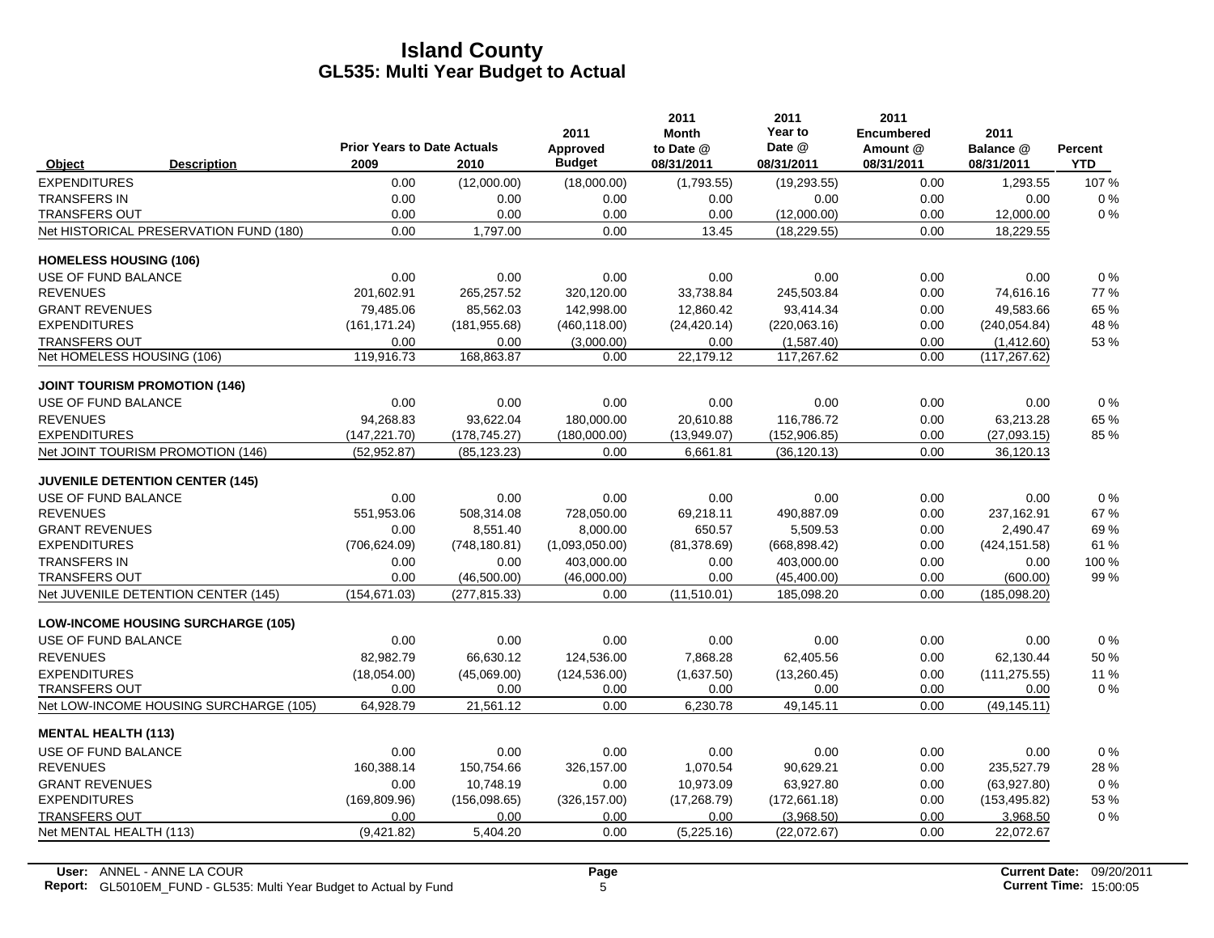# Island County
## GL535: Multi Year Budget to Actual

| Object | Description | Prior Years to Date Actuals 2009 | 2010 | 2011 Approved Budget | 2011 Month to Date @ 08/31/2011 | 2011 Year to Date @ 08/31/2011 | 2011 Encumbered Amount @ 08/31/2011 | 2011 Balance @ 08/31/2011 | Percent YTD |
|---|---|---|---|---|---|---|---|---|---|
| EXPENDITURES | | 0.00 | (12,000.00) | (18,000.00) | (1,793.55) | (19,293.55) | 0.00 | 1,293.55 | 107 % |
| TRANSFERS IN | | 0.00 | 0.00 | 0.00 | 0.00 | 0.00 | 0.00 | 0.00 | 0 % |
| TRANSFERS OUT | | 0.00 | 0.00 | 0.00 | 0.00 | (12,000.00) | 0.00 | 12,000.00 | 0 % |
| Net HISTORICAL PRESERVATION FUND (180) | | 0.00 | 1,797.00 | 0.00 | 13.45 | (18,229.55) | 0.00 | 18,229.55 | |
| **HOMELESS HOUSING (106)** | | | | | | | | | |
| USE OF FUND BALANCE | | 0.00 | 0.00 | 0.00 | 0.00 | 0.00 | 0.00 | 0.00 | 0 % |
| REVENUES | | 201,602.91 | 265,257.52 | 320,120.00 | 33,738.84 | 245,503.84 | 0.00 | 74,616.16 | 77 % |
| GRANT REVENUES | | 79,485.06 | 85,562.03 | 142,998.00 | 12,860.42 | 93,414.34 | 0.00 | 49,583.66 | 65 % |
| EXPENDITURES | | (161,171.24) | (181,955.68) | (460,118.00) | (24,420.14) | (220,063.16) | 0.00 | (240,054.84) | 48 % |
| TRANSFERS OUT | | 0.00 | 0.00 | (3,000.00) | 0.00 | (1,587.40) | 0.00 | (1,412.60) | 53 % |
| Net HOMELESS HOUSING (106) | | 119,916.73 | 168,863.87 | 0.00 | 22,179.12 | 117,267.62 | 0.00 | (117,267.62) | |
| **JOINT TOURISM PROMOTION (146)** | | | | | | | | | |
| USE OF FUND BALANCE | | 0.00 | 0.00 | 0.00 | 0.00 | 0.00 | 0.00 | 0.00 | 0 % |
| REVENUES | | 94,268.83 | 93,622.04 | 180,000.00 | 20,610.88 | 116,786.72 | 0.00 | 63,213.28 | 65 % |
| EXPENDITURES | | (147,221.70) | (178,745.27) | (180,000.00) | (13,949.07) | (152,906.85) | 0.00 | (27,093.15) | 85 % |
| Net JOINT TOURISM PROMOTION (146) | | (52,952.87) | (85,123.23) | 0.00 | 6,661.81 | (36,120.13) | 0.00 | 36,120.13 | |
| **JUVENILE DETENTION CENTER (145)** | | | | | | | | | |
| USE OF FUND BALANCE | | 0.00 | 0.00 | 0.00 | 0.00 | 0.00 | 0.00 | 0.00 | 0 % |
| REVENUES | | 551,953.06 | 508,314.08 | 728,050.00 | 69,218.11 | 490,887.09 | 0.00 | 237,162.91 | 67 % |
| GRANT REVENUES | | 0.00 | 8,551.40 | 8,000.00 | 650.57 | 5,509.53 | 0.00 | 2,490.47 | 69 % |
| EXPENDITURES | | (706,624.09) | (748,180.81) | (1,093,050.00) | (81,378.69) | (668,898.42) | 0.00 | (424,151.58) | 61 % |
| TRANSFERS IN | | 0.00 | 0.00 | 403,000.00 | 0.00 | 403,000.00 | 0.00 | 0.00 | 100 % |
| TRANSFERS OUT | | 0.00 | (46,500.00) | (46,000.00) | 0.00 | (45,400.00) | 0.00 | (600.00) | 99 % |
| Net JUVENILE DETENTION CENTER (145) | | (154,671.03) | (277,815.33) | 0.00 | (11,510.01) | 185,098.20 | 0.00 | (185,098.20) | |
| **LOW-INCOME HOUSING SURCHARGE (105)** | | | | | | | | | |
| USE OF FUND BALANCE | | 0.00 | 0.00 | 0.00 | 0.00 | 0.00 | 0.00 | 0.00 | 0 % |
| REVENUES | | 82,982.79 | 66,630.12 | 124,536.00 | 7,868.28 | 62,405.56 | 0.00 | 62,130.44 | 50 % |
| EXPENDITURES | | (18,054.00) | (45,069.00) | (124,536.00) | (1,637.50) | (13,260.45) | 0.00 | (111,275.55) | 11 % |
| TRANSFERS OUT | | 0.00 | 0.00 | 0.00 | 0.00 | 0.00 | 0.00 | 0.00 | 0 % |
| Net LOW-INCOME HOUSING SURCHARGE (105) | | 64,928.79 | 21,561.12 | 0.00 | 6,230.78 | 49,145.11 | 0.00 | (49,145.11) | |
| **MENTAL HEALTH (113)** | | | | | | | | | |
| USE OF FUND BALANCE | | 0.00 | 0.00 | 0.00 | 0.00 | 0.00 | 0.00 | 0.00 | 0 % |
| REVENUES | | 160,388.14 | 150,754.66 | 326,157.00 | 1,070.54 | 90,629.21 | 0.00 | 235,527.79 | 28 % |
| GRANT REVENUES | | 0.00 | 10,748.19 | 0.00 | 10,973.09 | 63,927.80 | 0.00 | (63,927.80) | 0 % |
| EXPENDITURES | | (169,809.96) | (156,098.65) | (326,157.00) | (17,268.79) | (172,661.18) | 0.00 | (153,495.82) | 53 % |
| TRANSFERS OUT | | 0.00 | 0.00 | 0.00 | 0.00 | (3,968.50) | 0.00 | 3,968.50 | 0 % |
| Net MENTAL HEALTH (113) | | (9,421.82) | 5,404.20 | 0.00 | (5,225.16) | (22,072.67) | 0.00 | 22,072.67 | |

**User:** ANNEL - ANNE LA COUR
**Report:** GL5010EM_FUND - GL535: Multi Year Budget to Actual by Fund
**Current Date:** 09/20/2011
**Current Time:** 15:00:05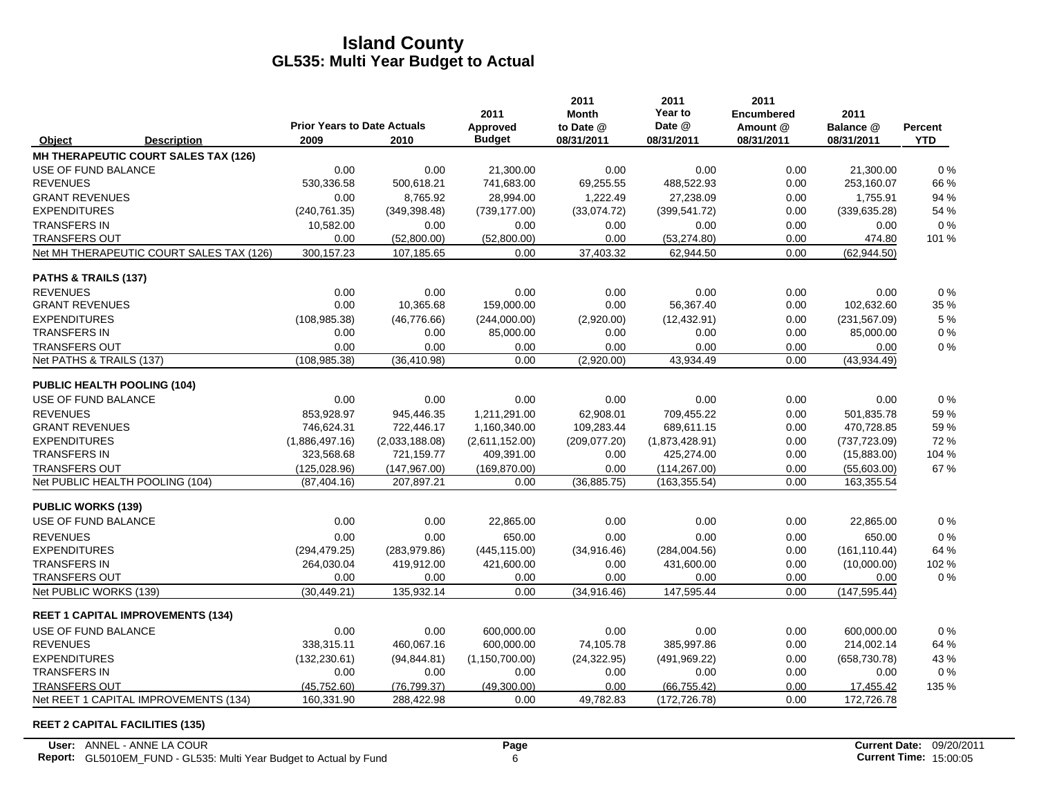# Island County
## GL535: Multi Year Budget to Actual

| Object | Description | Prior Years to Date Actuals 2009 | 2010 | 2011 Approved Budget | 2011 Month to Date @ 08/31/2011 | 2011 Year to Date @ 08/31/2011 | 2011 Encumbered Amount @ 08/31/2011 | 2011 Balance @ 08/31/2011 | Percent YTD |
|---|---|---|---|---|---|---|---|---|---|
| **MH THERAPEUTIC COURT SALES TAX (126)** | | | | | | | | | |
| USE OF FUND BALANCE | | 0.00 | 0.00 | 21,300.00 | 0.00 | 0.00 | 0.00 | 21,300.00 | 0 % |
| REVENUES | | 530,336.58 | 500,618.21 | 741,683.00 | 69,255.55 | 488,522.93 | 0.00 | 253,160.07 | 66 % |
| GRANT REVENUES | | 0.00 | 8,765.92 | 28,994.00 | 1,222.49 | 27,238.09 | 0.00 | 1,755.91 | 94 % |
| EXPENDITURES | | (240,761.35) | (349,398.48) | (739,177.00) | (33,074.72) | (399,541.72) | 0.00 | (339,635.28) | 54 % |
| TRANSFERS IN | | 10,582.00 | 0.00 | 0.00 | 0.00 | 0.00 | 0.00 | 0.00 | 0 % |
| TRANSFERS OUT | | 0.00 | (52,800.00) | (52,800.00) | 0.00 | (53,274.80) | 0.00 | 474.80 | 101 % |
| Net MH THERAPEUTIC COURT SALES TAX (126) | | 300,157.23 | 107,185.65 | 0.00 | 37,403.32 | 62,944.50 | 0.00 | (62,944.50) | |
| **PATHS & TRAILS (137)** | | | | | | | | | |
| REVENUES | | 0.00 | 0.00 | 0.00 | 0.00 | 0.00 | 0.00 | 0.00 | 0 % |
| GRANT REVENUES | | 0.00 | 10,365.68 | 159,000.00 | 0.00 | 56,367.40 | 0.00 | 102,632.60 | 35 % |
| EXPENDITURES | | (108,985.38) | (46,776.66) | (244,000.00) | (2,920.00) | (12,432.91) | 0.00 | (231,567.09) | 5 % |
| TRANSFERS IN | | 0.00 | 0.00 | 85,000.00 | 0.00 | 0.00 | 0.00 | 85,000.00 | 0 % |
| TRANSFERS OUT | | 0.00 | 0.00 | 0.00 | 0.00 | 0.00 | 0.00 | 0.00 | 0 % |
| Net PATHS & TRAILS (137) | | (108,985.38) | (36,410.98) | 0.00 | (2,920.00) | 43,934.49 | 0.00 | (43,934.49) | |
| **PUBLIC HEALTH POOLING (104)** | | | | | | | | | |
| USE OF FUND BALANCE | | 0.00 | 0.00 | 0.00 | 0.00 | 0.00 | 0.00 | 0.00 | 0 % |
| REVENUES | | 853,928.97 | 945,446.35 | 1,211,291.00 | 62,908.01 | 709,455.22 | 0.00 | 501,835.78 | 59 % |
| GRANT REVENUES | | 746,624.31 | 722,446.17 | 1,160,340.00 | 109,283.44 | 689,611.15 | 0.00 | 470,728.85 | 59 % |
| EXPENDITURES | | (1,886,497.16) | (2,033,188.08) | (2,611,152.00) | (209,077.20) | (1,873,428.91) | 0.00 | (737,723.09) | 72 % |
| TRANSFERS IN | | 323,568.68 | 721,159.77 | 409,391.00 | 0.00 | 425,274.00 | 0.00 | (15,883.00) | 104 % |
| TRANSFERS OUT | | (125,028.96) | (147,967.00) | (169,870.00) | 0.00 | (114,267.00) | 0.00 | (55,603.00) | 67 % |
| Net PUBLIC HEALTH POOLING (104) | | (87,404.16) | 207,897.21 | 0.00 | (36,885.75) | (163,355.54) | 0.00 | 163,355.54 | |
| **PUBLIC WORKS (139)** | | | | | | | | | |
| USE OF FUND BALANCE | | 0.00 | 0.00 | 22,865.00 | 0.00 | 0.00 | 0.00 | 22,865.00 | 0 % |
| REVENUES | | 0.00 | 0.00 | 650.00 | 0.00 | 0.00 | 0.00 | 650.00 | 0 % |
| EXPENDITURES | | (294,479.25) | (283,979.86) | (445,115.00) | (34,916.46) | (284,004.56) | 0.00 | (161,110.44) | 64 % |
| TRANSFERS IN | | 264,030.04 | 419,912.00 | 421,600.00 | 0.00 | 431,600.00 | 0.00 | (10,000.00) | 102 % |
| TRANSFERS OUT | | 0.00 | 0.00 | 0.00 | 0.00 | 0.00 | 0.00 | 0.00 | 0 % |
| Net PUBLIC WORKS (139) | | (30,449.21) | 135,932.14 | 0.00 | (34,916.46) | 147,595.44 | 0.00 | (147,595.44) | |
| **REET 1 CAPITAL IMPROVEMENTS (134)** | | | | | | | | | |
| USE OF FUND BALANCE | | 0.00 | 0.00 | 600,000.00 | 0.00 | 0.00 | 0.00 | 600,000.00 | 0 % |
| REVENUES | | 338,315.11 | 460,067.16 | 600,000.00 | 74,105.78 | 385,997.86 | 0.00 | 214,002.14 | 64 % |
| EXPENDITURES | | (132,230.61) | (94,844.81) | (1,150,700.00) | (24,322.95) | (491,969.22) | 0.00 | (658,730.78) | 43 % |
| TRANSFERS IN | | 0.00 | 0.00 | 0.00 | 0.00 | 0.00 | 0.00 | 0.00 | 0 % |
| TRANSFERS OUT | | (45,752.60) | (76,799.37) | (49,300.00) | 0.00 | (66,755.42) | 0.00 | 17,455.42 | 135 % |
| Net REET 1 CAPITAL IMPROVEMENTS (134) | | 160,331.90 | 288,422.98 | 0.00 | 49,782.83 | (172,726.78) | 0.00 | 172,726.78 | |

**REET 2 CAPITAL FACILITIES (135)**

User: ANNEL - ANNE LA COUR
Report: GL5010EM_FUND - GL535: Multi Year Budget to Actual by Fund
Current Date: 09/20/2011
Current Time: 15:00:05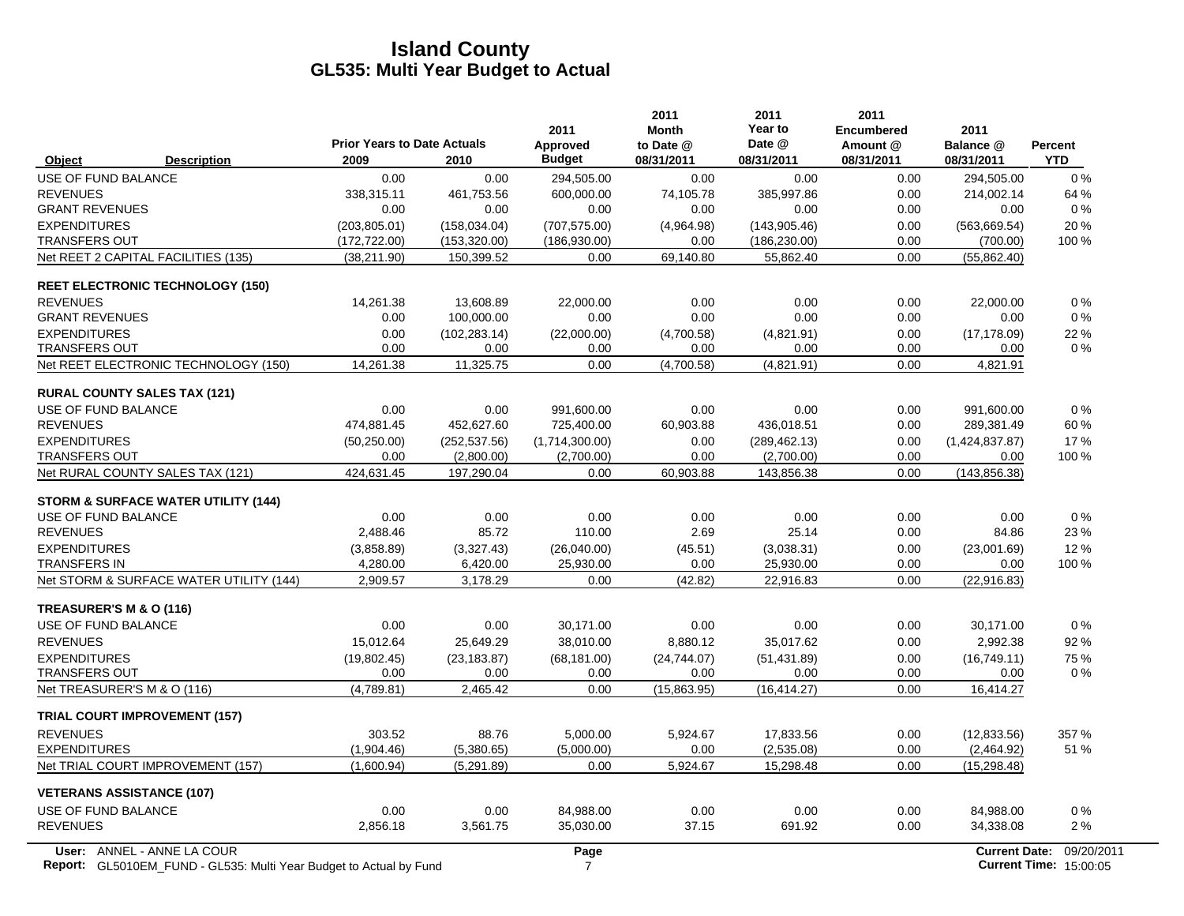# Island County
## GL535: Multi Year Budget to Actual

| Object | Description | Prior Years to Date Actuals 2009 | 2010 | 2011 Approved Budget | 2011 Month to Date @ 08/31/2011 | 2011 Year to Date @ 08/31/2011 | 2011 Encumbered Amount @ 08/31/2011 | 2011 Balance @ 08/31/2011 | Percent YTD |
|---|---|---|---|---|---|---|---|---|---|
| USE OF FUND BALANCE | | 0.00 | 0.00 | 294,505.00 | 0.00 | 0.00 | 0.00 | 294,505.00 | 0 % |
| REVENUES | | 338,315.11 | 461,753.56 | 600,000.00 | 74,105.78 | 385,997.86 | 0.00 | 214,002.14 | 64 % |
| GRANT REVENUES | | 0.00 | 0.00 | 0.00 | 0.00 | 0.00 | 0.00 | 0.00 | 0 % |
| EXPENDITURES | | (203,805.01) | (158,034.04) | (707,575.00) | (4,964.98) | (143,905.46) | 0.00 | (563,669.54) | 20 % |
| TRANSFERS OUT | | (172,722.00) | (153,320.00) | (186,930.00) | 0.00 | (186,230.00) | 0.00 | (700.00) | 100 % |
| Net REET 2 CAPITAL FACILITIES (135) | | (38,211.90) | 150,399.52 | 0.00 | 69,140.80 | 55,862.40 | 0.00 | (55,862.40) | |
| **REET ELECTRONIC TECHNOLOGY (150)** | | | | | | | | | |
| REVENUES | | 14,261.38 | 13,608.89 | 22,000.00 | 0.00 | 0.00 | 0.00 | 22,000.00 | 0 % |
| GRANT REVENUES | | 0.00 | 100,000.00 | 0.00 | 0.00 | 0.00 | 0.00 | 0.00 | 0 % |
| EXPENDITURES | | 0.00 | (102,283.14) | (22,000.00) | (4,700.58) | (4,821.91) | 0.00 | (17,178.09) | 22 % |
| TRANSFERS OUT | | 0.00 | 0.00 | 0.00 | 0.00 | 0.00 | 0.00 | 0.00 | 0 % |
| Net REET ELECTRONIC TECHNOLOGY (150) | | 14,261.38 | 11,325.75 | 0.00 | (4,700.58) | (4,821.91) | 0.00 | 4,821.91 | |
| **RURAL COUNTY SALES TAX (121)** | | | | | | | | | |
| USE OF FUND BALANCE | | 0.00 | 0.00 | 991,600.00 | 0.00 | 0.00 | 0.00 | 991,600.00 | 0 % |
| REVENUES | | 474,881.45 | 452,627.60 | 725,400.00 | 60,903.88 | 436,018.51 | 0.00 | 289,381.49 | 60 % |
| EXPENDITURES | | (50,250.00) | (252,537.56) | (1,714,300.00) | 0.00 | (289,462.13) | 0.00 | (1,424,837.87) | 17 % |
| TRANSFERS OUT | | 0.00 | (2,800.00) | (2,700.00) | 0.00 | (2,700.00) | 0.00 | 0.00 | 100 % |
| Net RURAL COUNTY SALES TAX (121) | | 424,631.45 | 197,290.04 | 0.00 | 60,903.88 | 143,856.38 | 0.00 | (143,856.38) | |
| **STORM & SURFACE WATER UTILITY (144)** | | | | | | | | | |
| USE OF FUND BALANCE | | 0.00 | 0.00 | 0.00 | 0.00 | 0.00 | 0.00 | 0.00 | 0 % |
| REVENUES | | 2,488.46 | 85.72 | 110.00 | 2.69 | 25.14 | 0.00 | 84.86 | 23 % |
| EXPENDITURES | | (3,858.89) | (3,327.43) | (26,040.00) | (45.51) | (3,038.31) | 0.00 | (23,001.69) | 12 % |
| TRANSFERS IN | | 4,280.00 | 6,420.00 | 25,930.00 | 0.00 | 25,930.00 | 0.00 | 0.00 | 100 % |
| Net STORM & SURFACE WATER UTILITY (144) | | 2,909.57 | 3,178.29 | 0.00 | (42.82) | 22,916.83 | 0.00 | (22,916.83) | |
| **TREASURER'S M & O (116)** | | | | | | | | | |
| USE OF FUND BALANCE | | 0.00 | 0.00 | 30,171.00 | 0.00 | 0.00 | 0.00 | 30,171.00 | 0 % |
| REVENUES | | 15,012.64 | 25,649.29 | 38,010.00 | 8,880.12 | 35,017.62 | 0.00 | 2,992.38 | 92 % |
| EXPENDITURES | | (19,802.45) | (23,183.87) | (68,181.00) | (24,744.07) | (51,431.89) | 0.00 | (16,749.11) | 75 % |
| TRANSFERS OUT | | 0.00 | 0.00 | 0.00 | 0.00 | 0.00 | 0.00 | 0.00 | 0 % |
| Net TREASURER'S M & O (116) | | (4,789.81) | 2,465.42 | 0.00 | (15,863.95) | (16,414.27) | 0.00 | 16,414.27 | |
| **TRIAL COURT IMPROVEMENT (157)** | | | | | | | | | |
| REVENUES | | 303.52 | 88.76 | 5,000.00 | 5,924.67 | 17,833.56 | 0.00 | (12,833.56) | 357 % |
| EXPENDITURES | | (1,904.46) | (5,380.65) | (5,000.00) | 0.00 | (2,535.08) | 0.00 | (2,464.92) | 51 % |
| Net TRIAL COURT IMPROVEMENT (157) | | (1,600.94) | (5,291.89) | 0.00 | 5,924.67 | 15,298.48 | 0.00 | (15,298.48) | |
| **VETERANS ASSISTANCE (107)** | | | | | | | | | |
| USE OF FUND BALANCE | | 0.00 | 0.00 | 84,988.00 | 0.00 | 0.00 | 0.00 | 84,988.00 | 0 % |
| REVENUES | | 2,856.18 | 3,561.75 | 35,030.00 | 37.15 | 691.92 | 0.00 | 34,338.08 | 2 % |

User: ANNEL - ANNE LA COUR
Report: GL5010EM_FUND - GL535: Multi Year Budget to Actual by Fund
Current Date: 09/20/2011
Current Time: 15:00:05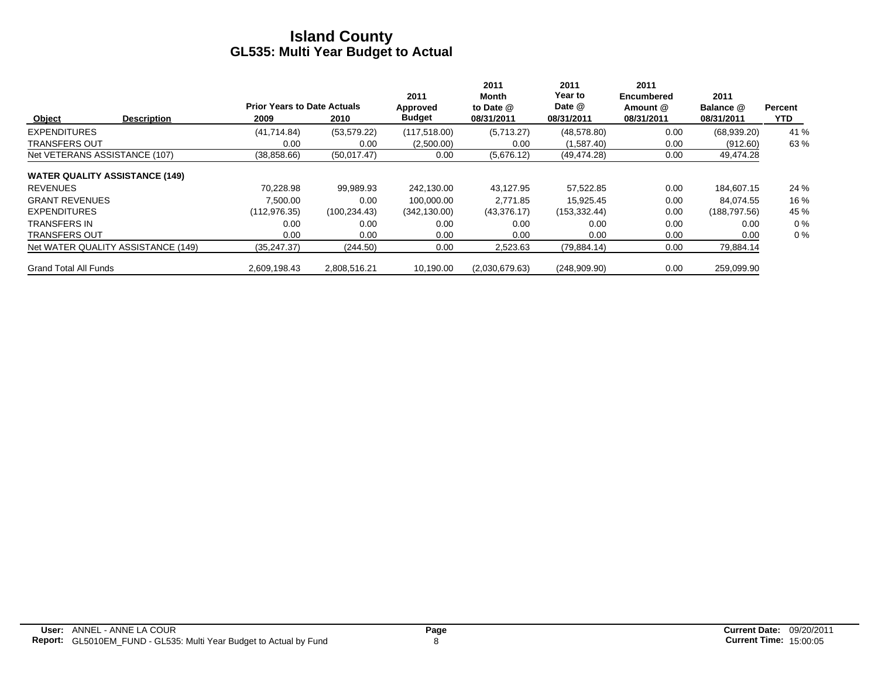# Island County
## GL535: Multi Year Budget to Actual

| Object | Description | Prior Years to Date Actuals 2009 | 2010 | 2011 Approved Budget | 2011 Month to Date @ 08/31/2011 | 2011 Year to Date @ 08/31/2011 | 2011 Encumbered Amount @ 08/31/2011 | 2011 Balance @ 08/31/2011 | Percent YTD |
|---|---|---|---|---|---|---|---|---|---|
| EXPENDITURES | | (41,714.84) | (53,579.22) | (117,518.00) | (5,713.27) | (48,578.80) | 0.00 | (68,939.20) | 41 % |
| TRANSFERS OUT | | 0.00 | 0.00 | (2,500.00) | 0.00 | (1,587.40) | 0.00 | (912.60) | 63 % |
| Net VETERANS ASSISTANCE (107) | | (38,858.66) | (50,017.47) | 0.00 | (5,676.12) | (49,474.28) | 0.00 | 49,474.28 | |
| **WATER QUALITY ASSISTANCE (149)** | | | | | | | | | |
| REVENUES | | 70,228.98 | 99,989.93 | 242,130.00 | 43,127.95 | 57,522.85 | 0.00 | 184,607.15 | 24 % |
| GRANT REVENUES | | 7,500.00 | 0.00 | 100,000.00 | 2,771.85 | 15,925.45 | 0.00 | 84,074.55 | 16 % |
| EXPENDITURES | | (112,976.35) | (100,234.43) | (342,130.00) | (43,376.17) | (153,332.44) | 0.00 | (188,797.56) | 45 % |
| TRANSFERS IN | | 0.00 | 0.00 | 0.00 | 0.00 | 0.00 | 0.00 | 0.00 | 0 % |
| TRANSFERS OUT | | 0.00 | 0.00 | 0.00 | 0.00 | 0.00 | 0.00 | 0.00 | 0 % |
| Net WATER QUALITY ASSISTANCE (149) | | (35,247.37) | (244.50) | 0.00 | 2,523.63 | (79,884.14) | 0.00 | 79,884.14 | |
| Grand Total All Funds | | 2,609,198.43 | 2,808,516.21 | 10,190.00 | (2,030,679.63) | (248,909.90) | 0.00 | 259,099.90 | |

**User:** ANNEL - ANNE LA COUR
**Report:** GL5010EM_FUND - GL535: Multi Year Budget to Actual by Fund
**Current Date:** 09/20/2011
**Current Time:** 15:00:05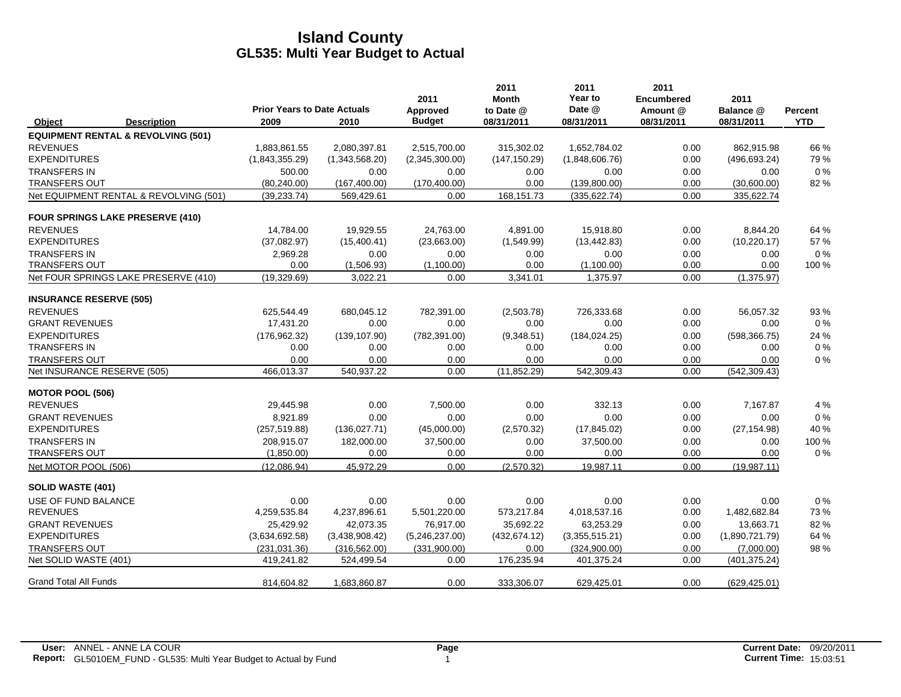# Island County
## GL535: Multi Year Budget to Actual

| Object | Description | Prior Years to Date Actuals 2009 | 2010 | 2011 Approved Budget | 2011 Month to Date @ 08/31/2011 | 2011 Year to Date @ 08/31/2011 | 2011 Encumbered Amount @ 08/31/2011 | 2011 Balance @ 08/31/2011 | Percent YTD |
|---|---|---|---|---|---|---|---|---|---|
| **EQUIPMENT RENTAL & REVOLVING (501)** | | | | | | | | | |
| REVENUES | | 1,883,861.55 | 2,080,397.81 | 2,515,700.00 | 315,302.02 | 1,652,784.02 | 0.00 | 862,915.98 | 66 % |
| EXPENDITURES | | (1,843,355.29) | (1,343,568.20) | (2,345,300.00) | (147,150.29) | (1,848,606.76) | 0.00 | (496,693.24) | 79 % |
| TRANSFERS IN | | 500.00 | 0.00 | 0.00 | 0.00 | 0.00 | 0.00 | 0.00 | 0 % |
| TRANSFERS OUT | | (80,240.00) | (167,400.00) | (170,400.00) | 0.00 | (139,800.00) | 0.00 | (30,600.00) | 82 % |
| Net EQUIPMENT RENTAL & REVOLVING (501) | | (39,233.74) | 569,429.61 | 0.00 | 168,151.73 | (335,622.74) | 0.00 | 335,622.74 | |
| **FOUR SPRINGS LAKE PRESERVE (410)** | | | | | | | | | |
| REVENUES | | 14,784.00 | 19,929.55 | 24,763.00 | 4,891.00 | 15,918.80 | 0.00 | 8,844.20 | 64 % |
| EXPENDITURES | | (37,082.97) | (15,400.41) | (23,663.00) | (1,549.99) | (13,442.83) | 0.00 | (10,220.17) | 57 % |
| TRANSFERS IN | | 2,969.28 | 0.00 | 0.00 | 0.00 | 0.00 | 0.00 | 0.00 | 0 % |
| TRANSFERS OUT | | 0.00 | (1,506.93) | (1,100.00) | 0.00 | (1,100.00) | 0.00 | 0.00 | 100 % |
| Net FOUR SPRINGS LAKE PRESERVE (410) | | (19,329.69) | 3,022.21 | 0.00 | 3,341.01 | 1,375.97 | 0.00 | (1,375.97) | |
| **INSURANCE RESERVE (505)** | | | | | | | | | |
| REVENUES | | 625,544.49 | 680,045.12 | 782,391.00 | (2,503.78) | 726,333.68 | 0.00 | 56,057.32 | 93 % |
| GRANT REVENUES | | 17,431.20 | 0.00 | 0.00 | 0.00 | 0.00 | 0.00 | 0.00 | 0 % |
| EXPENDITURES | | (176,962.32) | (139,107.90) | (782,391.00) | (9,348.51) | (184,024.25) | 0.00 | (598,366.75) | 24 % |
| TRANSFERS IN | | 0.00 | 0.00 | 0.00 | 0.00 | 0.00 | 0.00 | 0.00 | 0 % |
| TRANSFERS OUT | | 0.00 | 0.00 | 0.00 | 0.00 | 0.00 | 0.00 | 0.00 | 0 % |
| Net INSURANCE RESERVE (505) | | 466,013.37 | 540,937.22 | 0.00 | (11,852.29) | 542,309.43 | 0.00 | (542,309.43) | |
| **MOTOR POOL (506)** | | | | | | | | | |
| REVENUES | | 29,445.98 | 0.00 | 7,500.00 | 0.00 | 332.13 | 0.00 | 7,167.87 | 4 % |
| GRANT REVENUES | | 8,921.89 | 0.00 | 0.00 | 0.00 | 0.00 | 0.00 | 0.00 | 0 % |
| EXPENDITURES | | (257,519.88) | (136,027.71) | (45,000.00) | (2,570.32) | (17,845.02) | 0.00 | (27,154.98) | 40 % |
| TRANSFERS IN | | 208,915.07 | 182,000.00 | 37,500.00 | 0.00 | 37,500.00 | 0.00 | 0.00 | 100 % |
| TRANSFERS OUT | | (1,850.00) | 0.00 | 0.00 | 0.00 | 0.00 | 0.00 | 0.00 | 0 % |
| Net MOTOR POOL (506) | | (12,086.94) | 45,972.29 | 0.00 | (2,570.32) | 19,987.11 | 0.00 | (19,987.11) | |
| **SOLID WASTE (401)** | | | | | | | | | |
| USE OF FUND BALANCE | | 0.00 | 0.00 | 0.00 | 0.00 | 0.00 | 0.00 | 0.00 | 0 % |
| REVENUES | | 4,259,535.84 | 4,237,896.61 | 5,501,220.00 | 573,217.84 | 4,018,537.16 | 0.00 | 1,482,682.84 | 73 % |
| GRANT REVENUES | | 25,429.92 | 42,073.35 | 76,917.00 | 35,692.22 | 63,253.29 | 0.00 | 13,663.71 | 82 % |
| EXPENDITURES | | (3,634,692.58) | (3,438,908.42) | (5,246,237.00) | (432,674.12) | (3,355,515.21) | 0.00 | (1,890,721.79) | 64 % |
| TRANSFERS OUT | | (231,031.36) | (316,562.00) | (331,900.00) | 0.00 | (324,900.00) | 0.00 | (7,000.00) | 98 % |
| Net SOLID WASTE (401) | | 419,241.82 | 524,499.54 | 0.00 | 176,235.94 | 401,375.24 | 0.00 | (401,375.24) | |
| Grand Total All Funds | | 814,604.82 | 1,683,860.87 | 0.00 | 333,306.07 | 629,425.01 | 0.00 | (629,425.01) | |

**User:** ANNEL - ANNE LA COUR
**Report:** GL5010EM_FUND - GL535: Multi Year Budget to Actual by Fund

**Current Date:** 09/20/2011
**Current Time:** 15:03:51